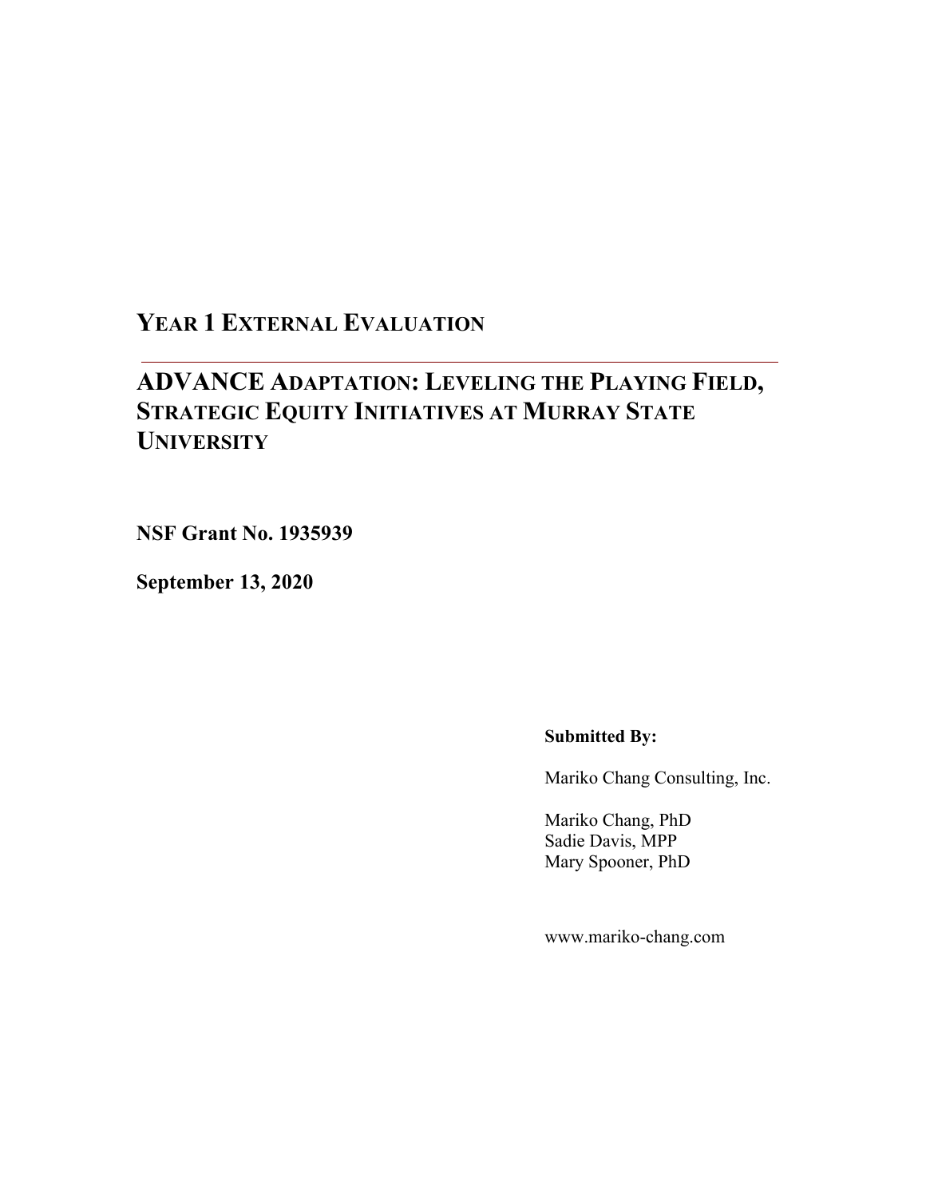# YEAR 1 EXTERNAL EVALUATION

---

## ADVANCE ADAPTATION: LEVELING THE PLAYING FIELD, STRATEGIC EQUITY INITIATIVES AT MURRAY STATE UNIVERSITY

**NSF Grant No. 1935939**

**September 13, 2020**

**Submitted By:**

Mariko Chang Consulting, Inc.

Mariko Chang, PhD
Sadie Davis, MPP
Mary Spooner, PhD

www.mariko-chang.com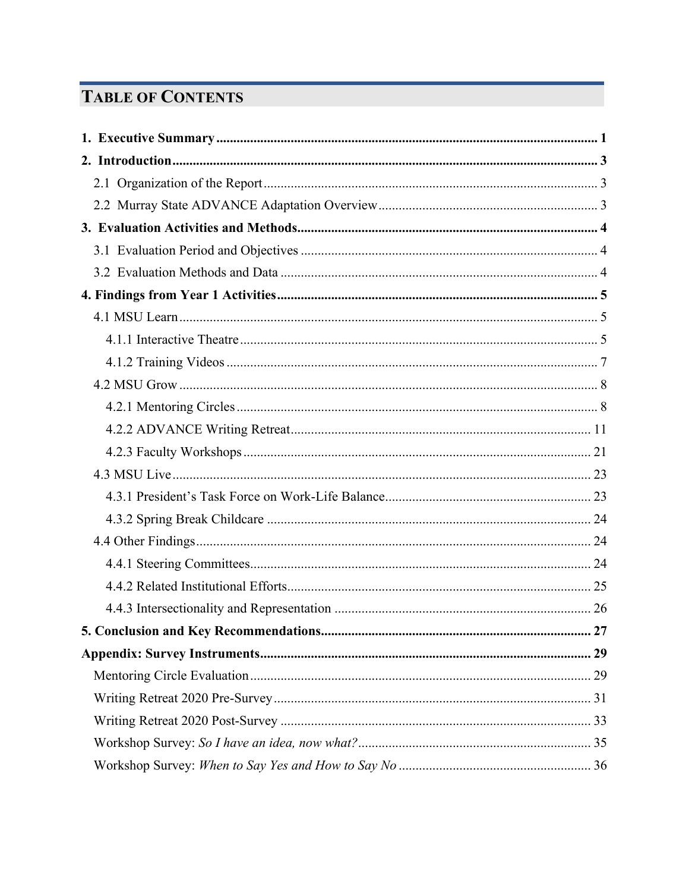# Table of Contents

**1. Executive Summary** ..... **1**

**2. Introduction** ..... **3**

2.1 Organization of the Report ..... 3

2.2 Murray State ADVANCE Adaptation Overview ..... 3

**3. Evaluation Activities and Methods** ..... **4**

3.1 Evaluation Period and Objectives ..... 4

3.2 Evaluation Methods and Data ..... 4

**4. Findings from Year 1 Activities** ..... **5**

4.1 MSU Learn ..... 5

4.1.1 Interactive Theatre ..... 5

4.1.2 Training Videos ..... 7

4.2 MSU Grow ..... 8

4.2.1 Mentoring Circles ..... 8

4.2.2 ADVANCE Writing Retreat ..... 11

4.2.3 Faculty Workshops ..... 21

4.3 MSU Live ..... 23

4.3.1 President's Task Force on Work-Life Balance ..... 23

4.3.2 Spring Break Childcare ..... 24

4.4 Other Findings ..... 24

4.4.1 Steering Committees ..... 24

4.4.2 Related Institutional Efforts ..... 25

4.4.3 Intersectionality and Representation ..... 26

**5. Conclusion and Key Recommendations** ..... **27**

**Appendix: Survey Instruments** ..... **29**

Mentoring Circle Evaluation ..... 29

Writing Retreat 2020 Pre-Survey ..... 31

Writing Retreat 2020 Post-Survey ..... 33

Workshop Survey: *So I have an idea, now what?* ..... 35

Workshop Survey: *When to Say Yes and How to Say No* ..... 36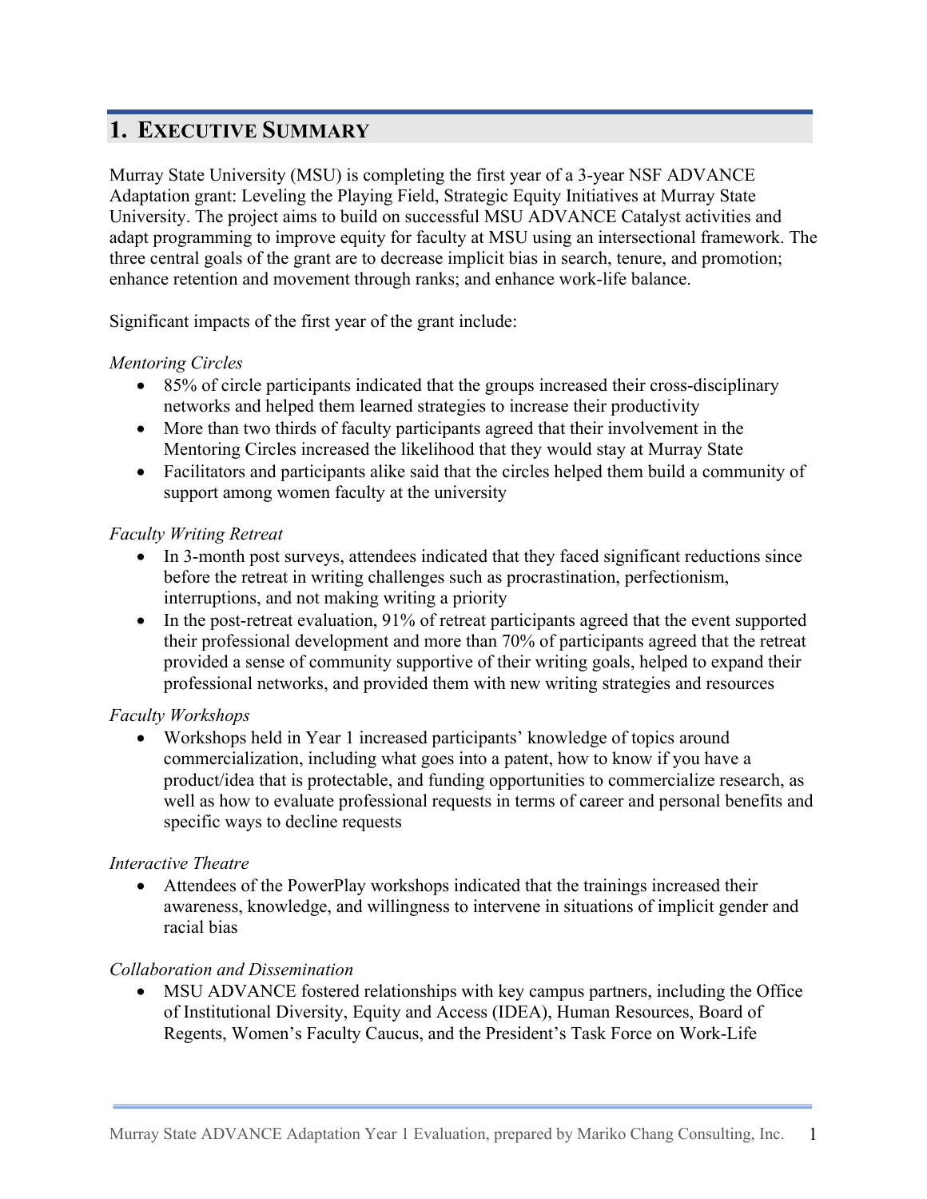# 1. Executive Summary

Murray State University (MSU) is completing the first year of a 3-year NSF ADVANCE Adaptation grant: Leveling the Playing Field, Strategic Equity Initiatives at Murray State University. The project aims to build on successful MSU ADVANCE Catalyst activities and adapt programming to improve equity for faculty at MSU using an intersectional framework. The three central goals of the grant are to decrease implicit bias in search, tenure, and promotion; enhance retention and movement through ranks; and enhance work-life balance.

Significant impacts of the first year of the grant include:

*Mentoring Circles*

- 85% of circle participants indicated that the groups increased their cross-disciplinary networks and helped them learned strategies to increase their productivity
- More than two thirds of faculty participants agreed that their involvement in the Mentoring Circles increased the likelihood that they would stay at Murray State
- Facilitators and participants alike said that the circles helped them build a community of support among women faculty at the university

*Faculty Writing Retreat*

- In 3-month post surveys, attendees indicated that they faced significant reductions since before the retreat in writing challenges such as procrastination, perfectionism, interruptions, and not making writing a priority
- In the post-retreat evaluation, 91% of retreat participants agreed that the event supported their professional development and more than 70% of participants agreed that the retreat provided a sense of community supportive of their writing goals, helped to expand their professional networks, and provided them with new writing strategies and resources

*Faculty Workshops*

- Workshops held in Year 1 increased participants' knowledge of topics around commercialization, including what goes into a patent, how to know if you have a product/idea that is protectable, and funding opportunities to commercialize research, as well as how to evaluate professional requests in terms of career and personal benefits and specific ways to decline requests

*Interactive Theatre*

- Attendees of the PowerPlay workshops indicated that the trainings increased their awareness, knowledge, and willingness to intervene in situations of implicit gender and racial bias

*Collaboration and Dissemination*

- MSU ADVANCE fostered relationships with key campus partners, including the Office of Institutional Diversity, Equity and Access (IDEA), Human Resources, Board of Regents, Women's Faculty Caucus, and the President's Task Force on Work-Life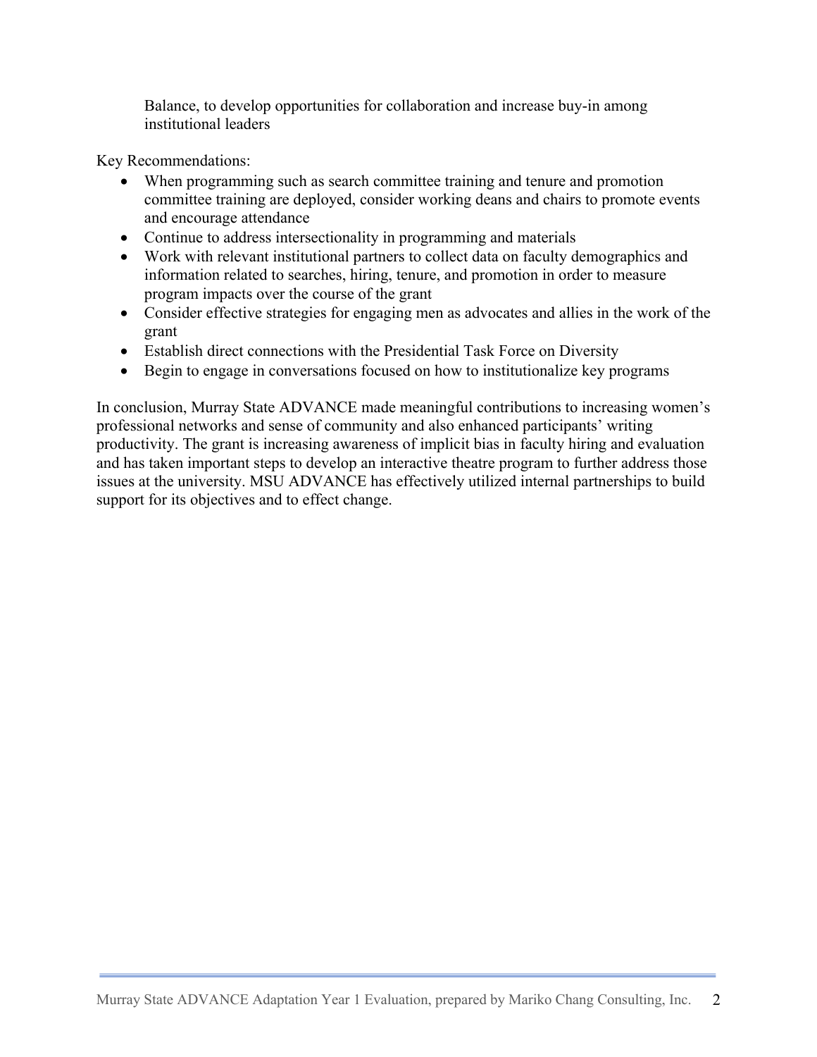Balance, to develop opportunities for collaboration and increase buy-in among institutional leaders

Key Recommendations:

- When programming such as search committee training and tenure and promotion committee training are deployed, consider working deans and chairs to promote events and encourage attendance
- Continue to address intersectionality in programming and materials
- Work with relevant institutional partners to collect data on faculty demographics and information related to searches, hiring, tenure, and promotion in order to measure program impacts over the course of the grant
- Consider effective strategies for engaging men as advocates and allies in the work of the grant
- Establish direct connections with the Presidential Task Force on Diversity
- Begin to engage in conversations focused on how to institutionalize key programs

In conclusion, Murray State ADVANCE made meaningful contributions to increasing women's professional networks and sense of community and also enhanced participants' writing productivity. The grant is increasing awareness of implicit bias in faculty hiring and evaluation and has taken important steps to develop an interactive theatre program to further address those issues at the university. MSU ADVANCE has effectively utilized internal partnerships to build support for its objectives and to effect change.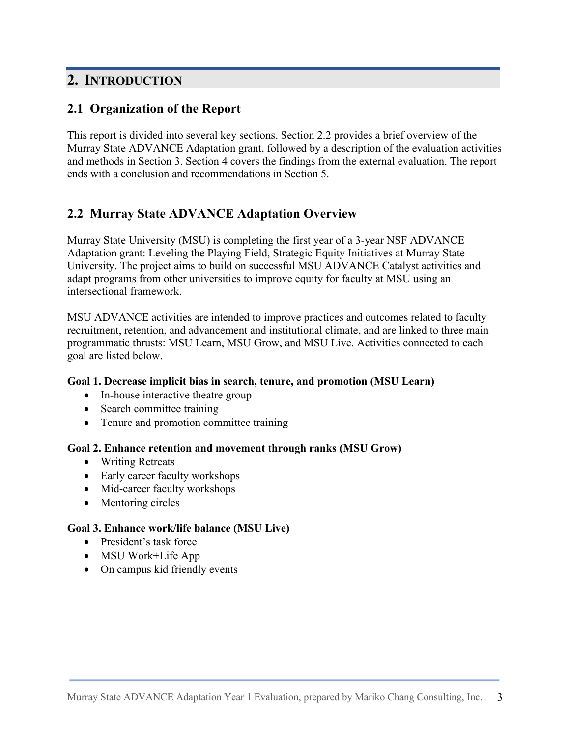# 2. Introduction

## 2.1 Organization of the Report

This report is divided into several key sections. Section 2.2 provides a brief overview of the Murray State ADVANCE Adaptation grant, followed by a description of the evaluation activities and methods in Section 3. Section 4 covers the findings from the external evaluation. The report ends with a conclusion and recommendations in Section 5.

## 2.2 Murray State ADVANCE Adaptation Overview

Murray State University (MSU) is completing the first year of a 3-year NSF ADVANCE Adaptation grant: Leveling the Playing Field, Strategic Equity Initiatives at Murray State University. The project aims to build on successful MSU ADVANCE Catalyst activities and adapt programs from other universities to improve equity for faculty at MSU using an intersectional framework.

MSU ADVANCE activities are intended to improve practices and outcomes related to faculty recruitment, retention, and advancement and institutional climate, and are linked to three main programmatic thrusts: MSU Learn, MSU Grow, and MSU Live. Activities connected to each goal are listed below.

**Goal 1. Decrease implicit bias in search, tenure, and promotion (MSU Learn)**

- In-house interactive theatre group
- Search committee training
- Tenure and promotion committee training

**Goal 2. Enhance retention and movement through ranks (MSU Grow)**

- Writing Retreats
- Early career faculty workshops
- Mid-career faculty workshops
- Mentoring circles

**Goal 3. Enhance work/life balance (MSU Live)**

- President's task force
- MSU Work+Life App
- On campus kid friendly events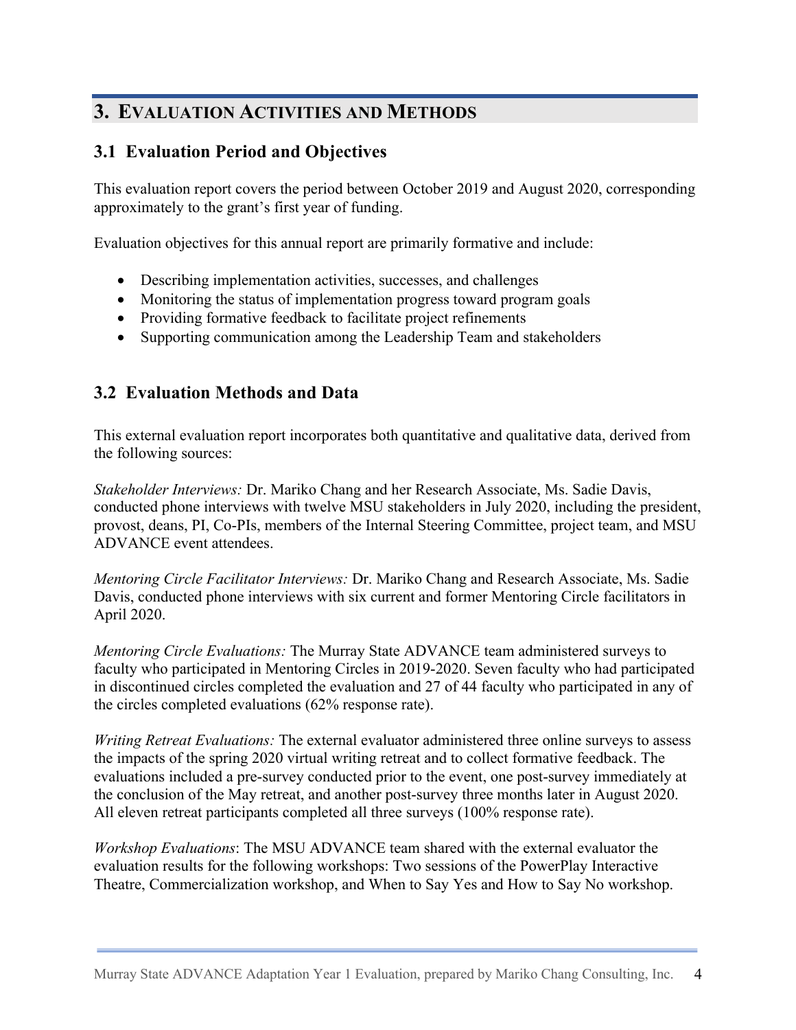# 3. Evaluation Activities and Methods

## 3.1 Evaluation Period and Objectives

This evaluation report covers the period between October 2019 and August 2020, corresponding approximately to the grant's first year of funding.

Evaluation objectives for this annual report are primarily formative and include:

- Describing implementation activities, successes, and challenges
- Monitoring the status of implementation progress toward program goals
- Providing formative feedback to facilitate project refinements
- Supporting communication among the Leadership Team and stakeholders

## 3.2 Evaluation Methods and Data

This external evaluation report incorporates both quantitative and qualitative data, derived from the following sources:

*Stakeholder Interviews:* Dr. Mariko Chang and her Research Associate, Ms. Sadie Davis, conducted phone interviews with twelve MSU stakeholders in July 2020, including the president, provost, deans, PI, Co-PIs, members of the Internal Steering Committee, project team, and MSU ADVANCE event attendees.

*Mentoring Circle Facilitator Interviews:* Dr. Mariko Chang and Research Associate, Ms. Sadie Davis, conducted phone interviews with six current and former Mentoring Circle facilitators in April 2020.

*Mentoring Circle Evaluations:* The Murray State ADVANCE team administered surveys to faculty who participated in Mentoring Circles in 2019-2020. Seven faculty who had participated in discontinued circles completed the evaluation and 27 of 44 faculty who participated in any of the circles completed evaluations (62% response rate).

*Writing Retreat Evaluations:* The external evaluator administered three online surveys to assess the impacts of the spring 2020 virtual writing retreat and to collect formative feedback. The evaluations included a pre-survey conducted prior to the event, one post-survey immediately at the conclusion of the May retreat, and another post-survey three months later in August 2020. All eleven retreat participants completed all three surveys (100% response rate).

*Workshop Evaluations*: The MSU ADVANCE team shared with the external evaluator the evaluation results for the following workshops: Two sessions of the PowerPlay Interactive Theatre, Commercialization workshop, and When to Say Yes and How to Say No workshop.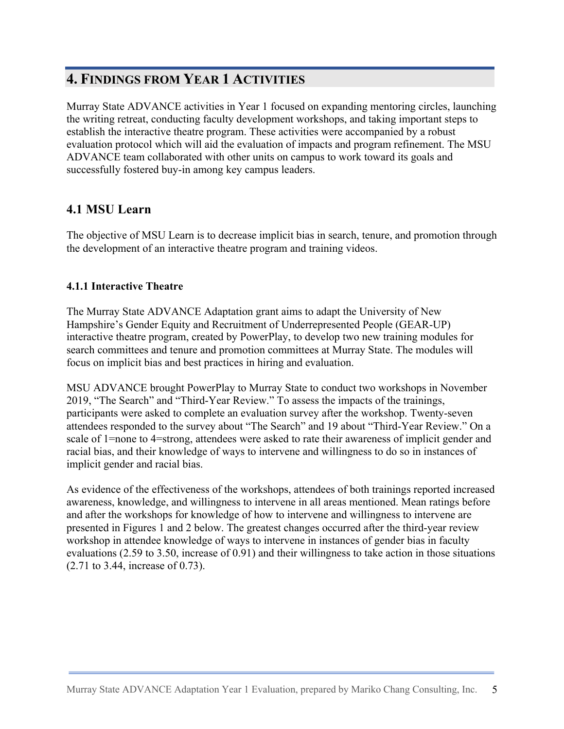# 4. Findings from Year 1 Activities

Murray State ADVANCE activities in Year 1 focused on expanding mentoring circles, launching the writing retreat, conducting faculty development workshops, and taking important steps to establish the interactive theatre program. These activities were accompanied by a robust evaluation protocol which will aid the evaluation of impacts and program refinement. The MSU ADVANCE team collaborated with other units on campus to work toward its goals and successfully fostered buy-in among key campus leaders.

## 4.1 MSU Learn

The objective of MSU Learn is to decrease implicit bias in search, tenure, and promotion through the development of an interactive theatre program and training videos.

### 4.1.1 Interactive Theatre

The Murray State ADVANCE Adaptation grant aims to adapt the University of New Hampshire's Gender Equity and Recruitment of Underrepresented People (GEAR-UP) interactive theatre program, created by PowerPlay, to develop two new training modules for search committees and tenure and promotion committees at Murray State. The modules will focus on implicit bias and best practices in hiring and evaluation.

MSU ADVANCE brought PowerPlay to Murray State to conduct two workshops in November 2019, "The Search" and "Third-Year Review." To assess the impacts of the trainings, participants were asked to complete an evaluation survey after the workshop. Twenty-seven attendees responded to the survey about "The Search" and 19 about "Third-Year Review." On a scale of 1=none to 4=strong, attendees were asked to rate their awareness of implicit gender and racial bias, and their knowledge of ways to intervene and willingness to do so in instances of implicit gender and racial bias.

As evidence of the effectiveness of the workshops, attendees of both trainings reported increased awareness, knowledge, and willingness to intervene in all areas mentioned. Mean ratings before and after the workshops for knowledge of how to intervene and willingness to intervene are presented in Figures 1 and 2 below. The greatest changes occurred after the third-year review workshop in attendee knowledge of ways to intervene in instances of gender bias in faculty evaluations (2.59 to 3.50, increase of 0.91) and their willingness to take action in those situations (2.71 to 3.44, increase of 0.73).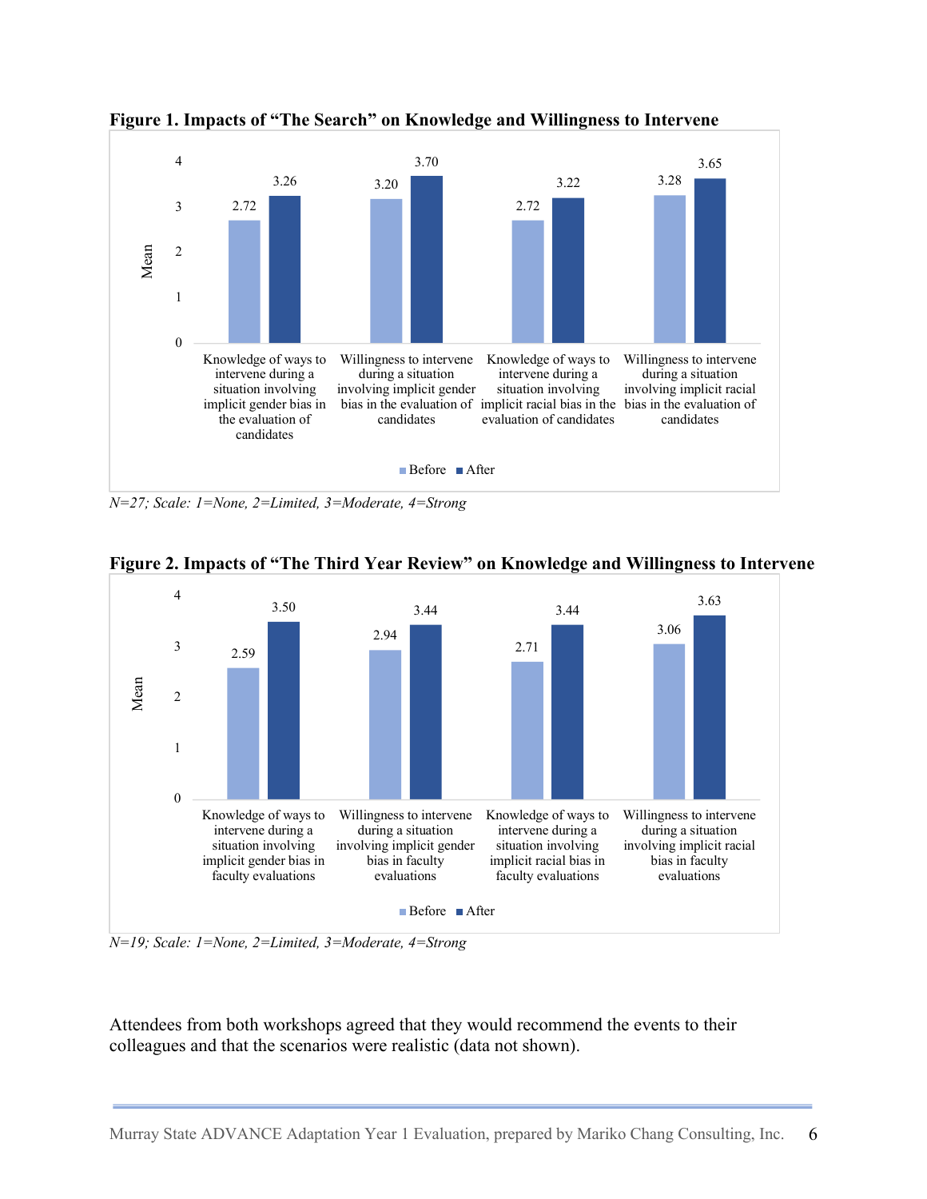**Figure 1. Impacts of "The Search" on Knowledge and Willingness to Intervene**

| | Before | After |
|---|---|---|
| Knowledge of ways to intervene during a situation involving implicit gender bias in the evaluation of candidates | 2.72 | 3.26 |
| Willingness to intervene during a situation involving implicit gender bias in the evaluation of candidates | 3.20 | 3.70 |
| Knowledge of ways to intervene during a situation involving implicit racial bias in the evaluation of candidates | 2.72 | 3.22 |
| Willingness to intervene during a situation involving implicit racial bias in the evaluation of candidates | 3.28 | 3.65 |

*N=27; Scale: 1=None, 2=Limited, 3=Moderate, 4=Strong*

**Figure 2. Impacts of "The Third Year Review" on Knowledge and Willingness to Intervene**

| | Before | After |
|---|---|---|
| Knowledge of ways to intervene during a situation involving implicit gender bias in faculty evaluations | 2.59 | 3.50 |
| Willingness to intervene during a situation involving implicit gender bias in faculty evaluations | 2.94 | 3.44 |
| Knowledge of ways to intervene during a situation involving implicit racial bias in faculty evaluations | 2.71 | 3.44 |
| Willingness to intervene during a situation involving implicit racial bias in faculty evaluations | 3.06 | 3.63 |

*N=19; Scale: 1=None, 2=Limited, 3=Moderate, 4=Strong*

Attendees from both workshops agreed that they would recommend the events to their colleagues and that the scenarios were realistic (data not shown).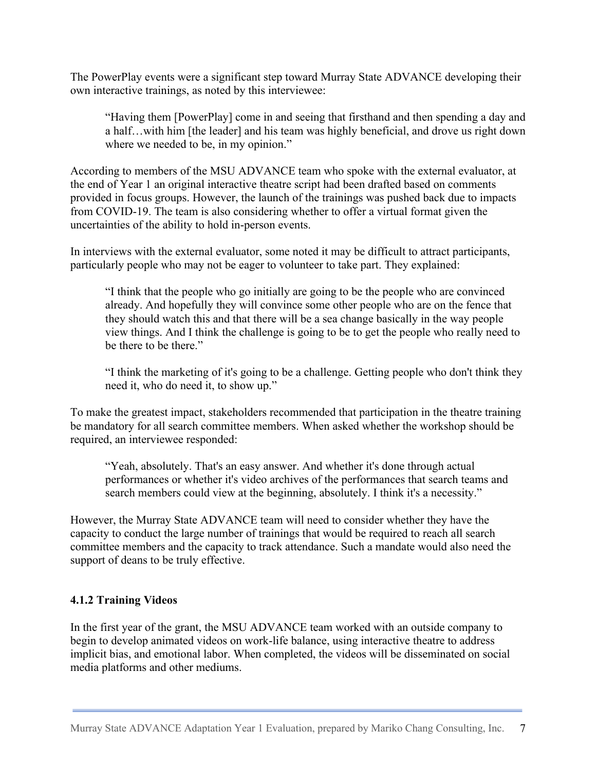The PowerPlay events were a significant step toward Murray State ADVANCE developing their own interactive trainings, as noted by this interviewee:

> "Having them [PowerPlay] come in and seeing that firsthand and then spending a day and a half…with him [the leader] and his team was highly beneficial, and drove us right down where we needed to be, in my opinion."

According to members of the MSU ADVANCE team who spoke with the external evaluator, at the end of Year 1 an original interactive theatre script had been drafted based on comments provided in focus groups. However, the launch of the trainings was pushed back due to impacts from COVID-19. The team is also considering whether to offer a virtual format given the uncertainties of the ability to hold in-person events.

In interviews with the external evaluator, some noted it may be difficult to attract participants, particularly people who may not be eager to volunteer to take part. They explained:

> "I think that the people who go initially are going to be the people who are convinced already. And hopefully they will convince some other people who are on the fence that they should watch this and that there will be a sea change basically in the way people view things. And I think the challenge is going to be to get the people who really need to be there to be there."

> "I think the marketing of it's going to be a challenge. Getting people who don't think they need it, who do need it, to show up."

To make the greatest impact, stakeholders recommended that participation in the theatre training be mandatory for all search committee members. When asked whether the workshop should be required, an interviewee responded:

> "Yeah, absolutely. That's an easy answer. And whether it's done through actual performances or whether it's video archives of the performances that search teams and search members could view at the beginning, absolutely. I think it's a necessity."

However, the Murray State ADVANCE team will need to consider whether they have the capacity to conduct the large number of trainings that would be required to reach all search committee members and the capacity to track attendance. Such a mandate would also need the support of deans to be truly effective.

#### 4.1.2 Training Videos

In the first year of the grant, the MSU ADVANCE team worked with an outside company to begin to develop animated videos on work-life balance, using interactive theatre to address implicit bias, and emotional labor. When completed, the videos will be disseminated on social media platforms and other mediums.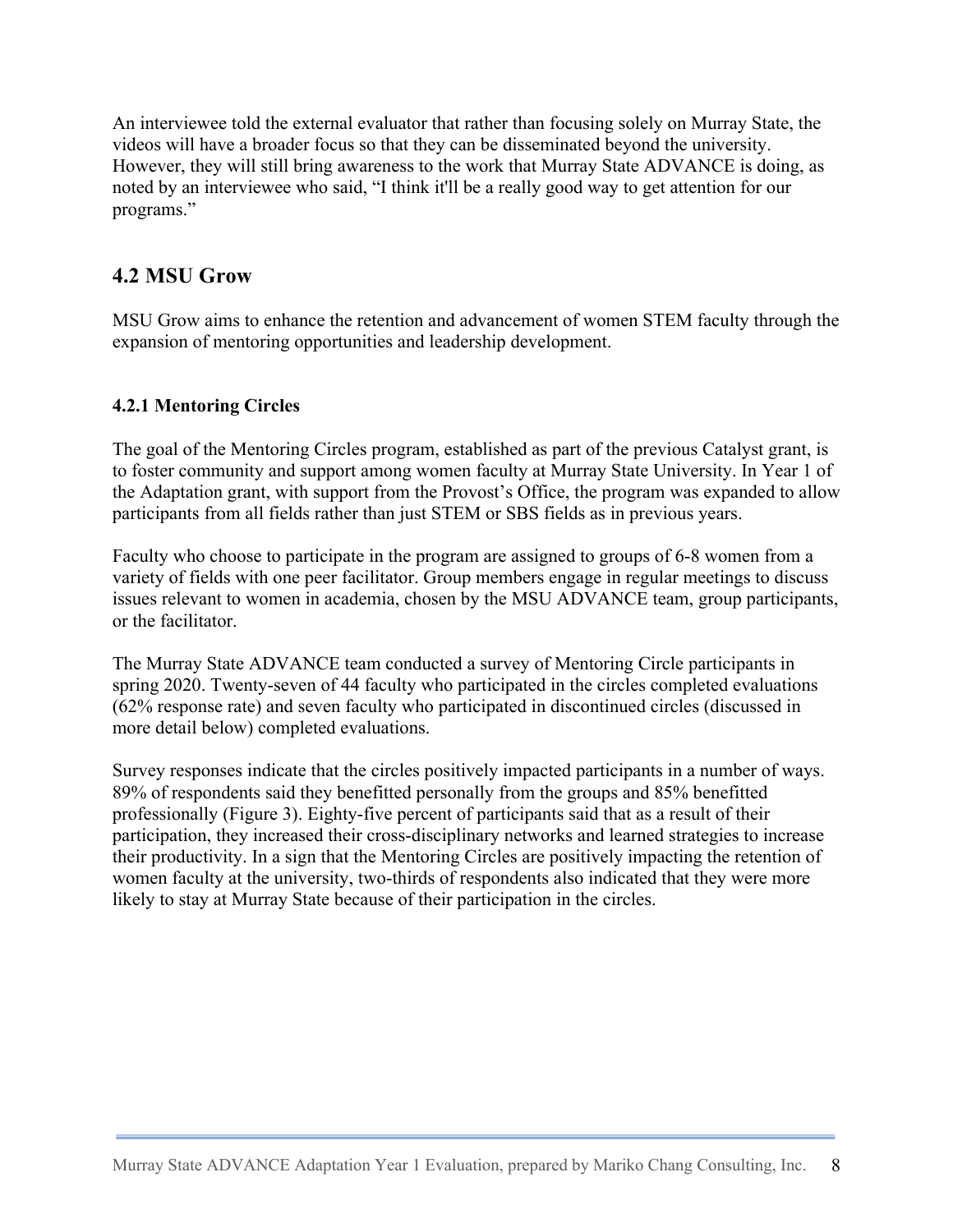An interviewee told the external evaluator that rather than focusing solely on Murray State, the videos will have a broader focus so that they can be disseminated beyond the university. However, they will still bring awareness to the work that Murray State ADVANCE is doing, as noted by an interviewee who said, "I think it'll be a really good way to get attention for our programs."

## 4.2 MSU Grow

MSU Grow aims to enhance the retention and advancement of women STEM faculty through the expansion of mentoring opportunities and leadership development.

### 4.2.1 Mentoring Circles

The goal of the Mentoring Circles program, established as part of the previous Catalyst grant, is to foster community and support among women faculty at Murray State University. In Year 1 of the Adaptation grant, with support from the Provost's Office, the program was expanded to allow participants from all fields rather than just STEM or SBS fields as in previous years.

Faculty who choose to participate in the program are assigned to groups of 6-8 women from a variety of fields with one peer facilitator. Group members engage in regular meetings to discuss issues relevant to women in academia, chosen by the MSU ADVANCE team, group participants, or the facilitator.

The Murray State ADVANCE team conducted a survey of Mentoring Circle participants in spring 2020. Twenty-seven of 44 faculty who participated in the circles completed evaluations (62% response rate) and seven faculty who participated in discontinued circles (discussed in more detail below) completed evaluations.

Survey responses indicate that the circles positively impacted participants in a number of ways. 89% of respondents said they benefitted personally from the groups and 85% benefitted professionally (Figure 3). Eighty-five percent of participants said that as a result of their participation, they increased their cross-disciplinary networks and learned strategies to increase their productivity. In a sign that the Mentoring Circles are positively impacting the retention of women faculty at the university, two-thirds of respondents also indicated that they were more likely to stay at Murray State because of their participation in the circles.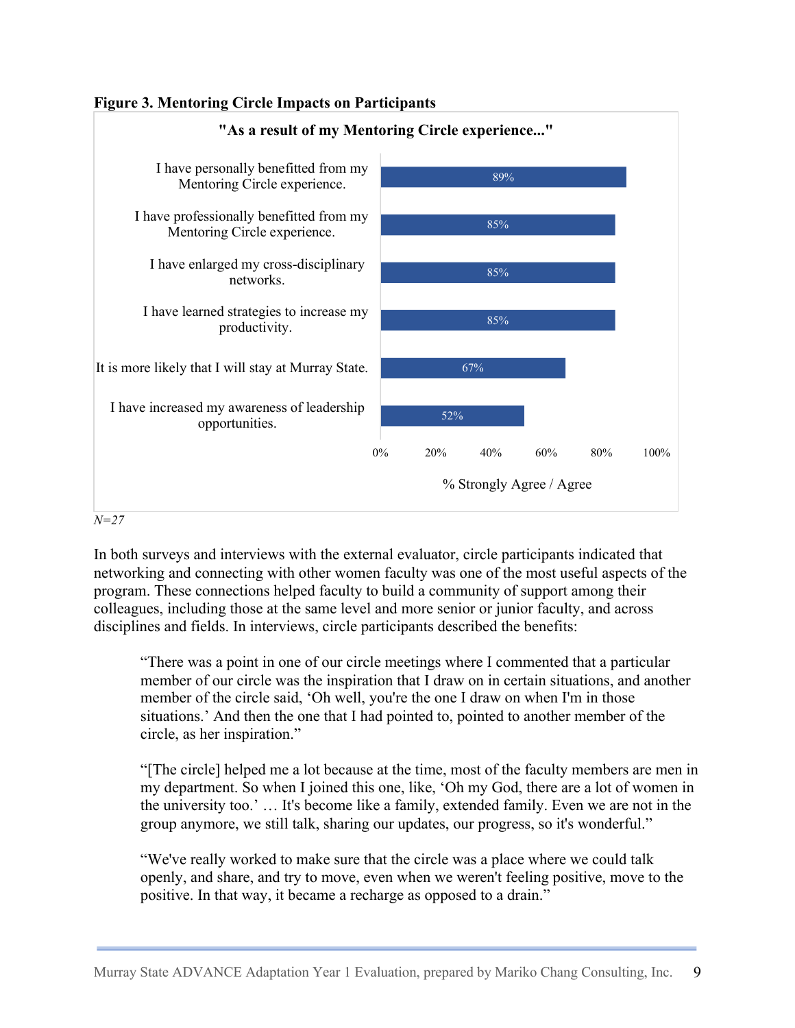**Figure 3. Mentoring Circle Impacts on Participants**

"As a result of my Mentoring Circle experience..."

| Statement | % Strongly Agree / Agree |
|---|---|
| I have personally benefitted from my Mentoring Circle experience. | 89% |
| I have professionally benefitted from my Mentoring Circle experience. | 85% |
| I have enlarged my cross-disciplinary networks. | 85% |
| I have learned strategies to increase my productivity. | 85% |
| It is more likely that I will stay at Murray State. | 67% |
| I have increased my awareness of leadership opportunities. | 52% |

*N=27*

In both surveys and interviews with the external evaluator, circle participants indicated that networking and connecting with other women faculty was one of the most useful aspects of the program. These connections helped faculty to build a community of support among their colleagues, including those at the same level and more senior or junior faculty, and across disciplines and fields. In interviews, circle participants described the benefits:

> "There was a point in one of our circle meetings where I commented that a particular member of our circle was the inspiration that I draw on in certain situations, and another member of the circle said, 'Oh well, you're the one I draw on when I'm in those situations.' And then the one that I had pointed to, pointed to another member of the circle, as her inspiration."

> "[The circle] helped me a lot because at the time, most of the faculty members are men in my department. So when I joined this one, like, 'Oh my God, there are a lot of women in the university too.' … It's become like a family, extended family. Even we are not in the group anymore, we still talk, sharing our updates, our progress, so it's wonderful."

> "We've really worked to make sure that the circle was a place where we could talk openly, and share, and try to move, even when we weren't feeling positive, move to the positive. In that way, it became a recharge as opposed to a drain."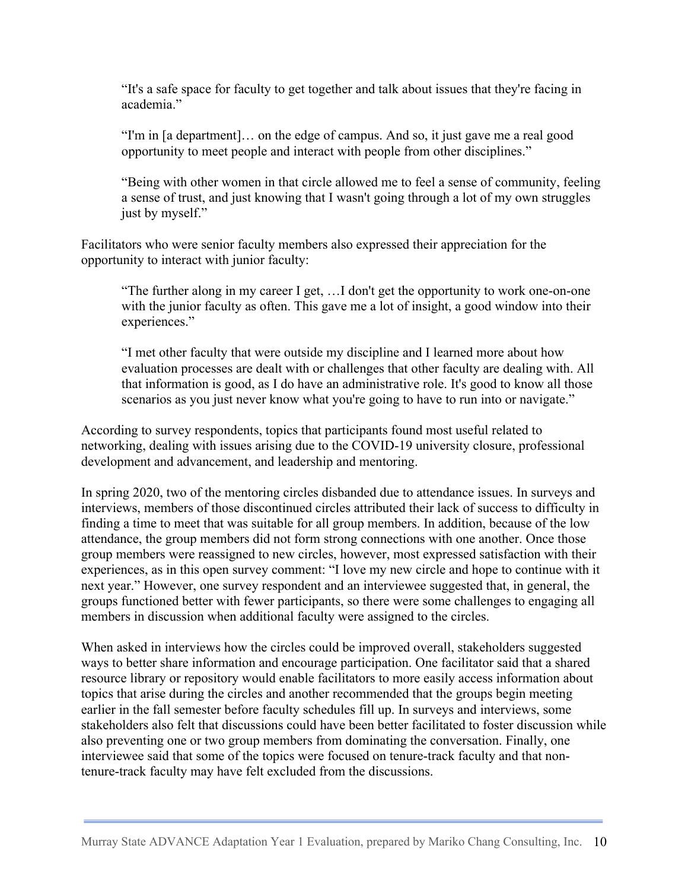> "It's a safe space for faculty to get together and talk about issues that they're facing in academia."
>
> "I'm in [a department]… on the edge of campus. And so, it just gave me a real good opportunity to meet people and interact with people from other disciplines."
>
> "Being with other women in that circle allowed me to feel a sense of community, feeling a sense of trust, and just knowing that I wasn't going through a lot of my own struggles just by myself."

Facilitators who were senior faculty members also expressed their appreciation for the opportunity to interact with junior faculty:

> "The further along in my career I get, …I don't get the opportunity to work one-on-one with the junior faculty as often. This gave me a lot of insight, a good window into their experiences."
>
> "I met other faculty that were outside my discipline and I learned more about how evaluation processes are dealt with or challenges that other faculty are dealing with. All that information is good, as I do have an administrative role. It's good to know all those scenarios as you just never know what you're going to have to run into or navigate."

According to survey respondents, topics that participants found most useful related to networking, dealing with issues arising due to the COVID-19 university closure, professional development and advancement, and leadership and mentoring.

In spring 2020, two of the mentoring circles disbanded due to attendance issues. In surveys and interviews, members of those discontinued circles attributed their lack of success to difficulty in finding a time to meet that was suitable for all group members. In addition, because of the low attendance, the group members did not form strong connections with one another. Once those group members were reassigned to new circles, however, most expressed satisfaction with their experiences, as in this open survey comment: "I love my new circle and hope to continue with it next year." However, one survey respondent and an interviewee suggested that, in general, the groups functioned better with fewer participants, so there were some challenges to engaging all members in discussion when additional faculty were assigned to the circles.

When asked in interviews how the circles could be improved overall, stakeholders suggested ways to better share information and encourage participation. One facilitator said that a shared resource library or repository would enable facilitators to more easily access information about topics that arise during the circles and another recommended that the groups begin meeting earlier in the fall semester before faculty schedules fill up. In surveys and interviews, some stakeholders also felt that discussions could have been better facilitated to foster discussion while also preventing one or two group members from dominating the conversation. Finally, one interviewee said that some of the topics were focused on tenure-track faculty and that non-tenure-track faculty may have felt excluded from the discussions.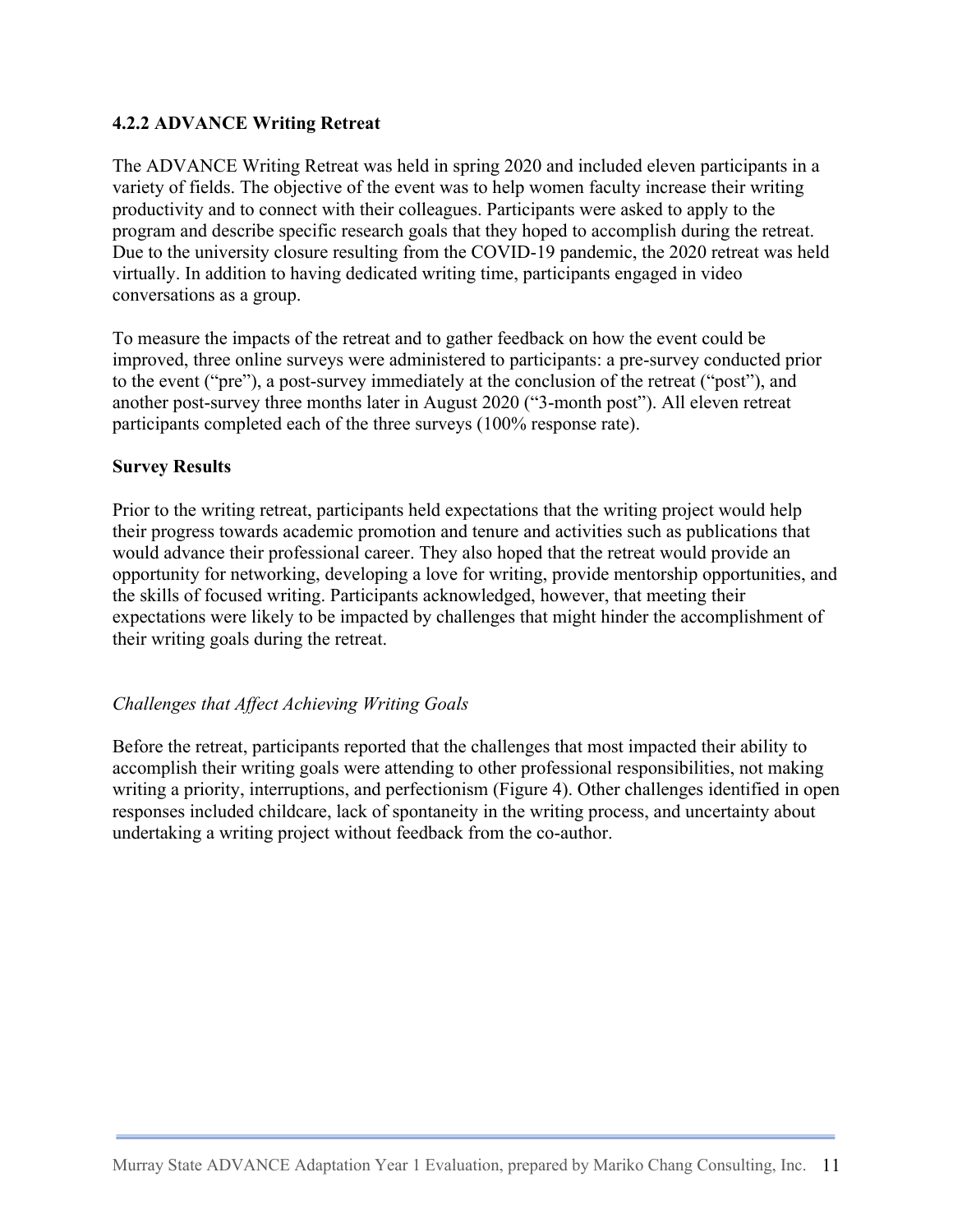### 4.2.2 ADVANCE Writing Retreat

The ADVANCE Writing Retreat was held in spring 2020 and included eleven participants in a variety of fields. The objective of the event was to help women faculty increase their writing productivity and to connect with their colleagues. Participants were asked to apply to the program and describe specific research goals that they hoped to accomplish during the retreat. Due to the university closure resulting from the COVID-19 pandemic, the 2020 retreat was held virtually. In addition to having dedicated writing time, participants engaged in video conversations as a group.

To measure the impacts of the retreat and to gather feedback on how the event could be improved, three online surveys were administered to participants: a pre-survey conducted prior to the event ("pre"), a post-survey immediately at the conclusion of the retreat ("post"), and another post-survey three months later in August 2020 ("3-month post"). All eleven retreat participants completed each of the three surveys (100% response rate).

**Survey Results**

Prior to the writing retreat, participants held expectations that the writing project would help their progress towards academic promotion and tenure and activities such as publications that would advance their professional career. They also hoped that the retreat would provide an opportunity for networking, developing a love for writing, provide mentorship opportunities, and the skills of focused writing. Participants acknowledged, however, that meeting their expectations were likely to be impacted by challenges that might hinder the accomplishment of their writing goals during the retreat.

*Challenges that Affect Achieving Writing Goals*

Before the retreat, participants reported that the challenges that most impacted their ability to accomplish their writing goals were attending to other professional responsibilities, not making writing a priority, interruptions, and perfectionism (Figure 4). Other challenges identified in open responses included childcare, lack of spontaneity in the writing process, and uncertainty about undertaking a writing project without feedback from the co-author.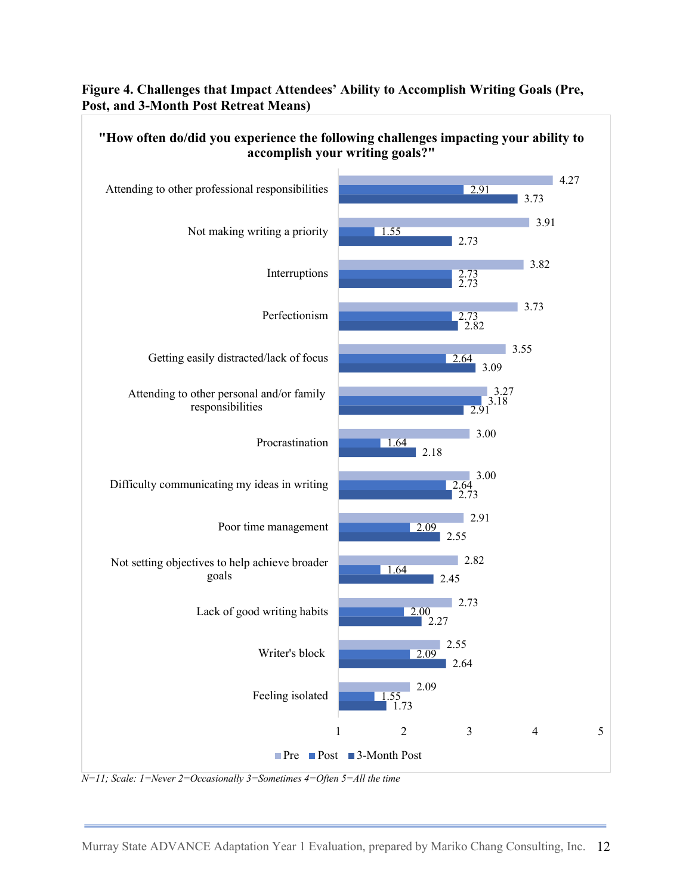**Figure 4. Challenges that Impact Attendees' Ability to Accomplish Writing Goals (Pre, Post, and 3-Month Post Retreat Means)**

**"How often do/did you experience the following challenges impacting your ability to accomplish your writing goals?"**

| Challenge | Pre | Post | 3-Month Post |
|---|---|---|---|
| Attending to other professional responsibilities | 4.27 | 2.91 | 3.73 |
| Not making writing a priority | 3.91 | 1.55 | 2.73 |
| Interruptions | 3.82 | 2.73 | 2.73 |
| Perfectionism | 3.73 | 2.73 | 2.82 |
| Getting easily distracted/lack of focus | 3.55 | 2.64 | 3.09 |
| Attending to other personal and/or family responsibilities | 3.27 | 3.18 | 2.91 |
| Procrastination | 3.00 | 1.64 | 2.18 |
| Difficulty communicating my ideas in writing | 3.00 | 2.64 | 2.73 |
| Poor time management | 2.91 | 2.09 | 2.55 |
| Not setting objectives to help achieve broader goals | 2.82 | 1.64 | 2.45 |
| Lack of good writing habits | 2.73 | 2.00 | 2.27 |
| Writer's block | 2.55 | 2.09 | 2.64 |
| Feeling isolated | 2.09 | 1.55 | 1.73 |

*N=11; Scale: 1=Never 2=Occasionally 3=Sometimes 4=Often 5=All the time*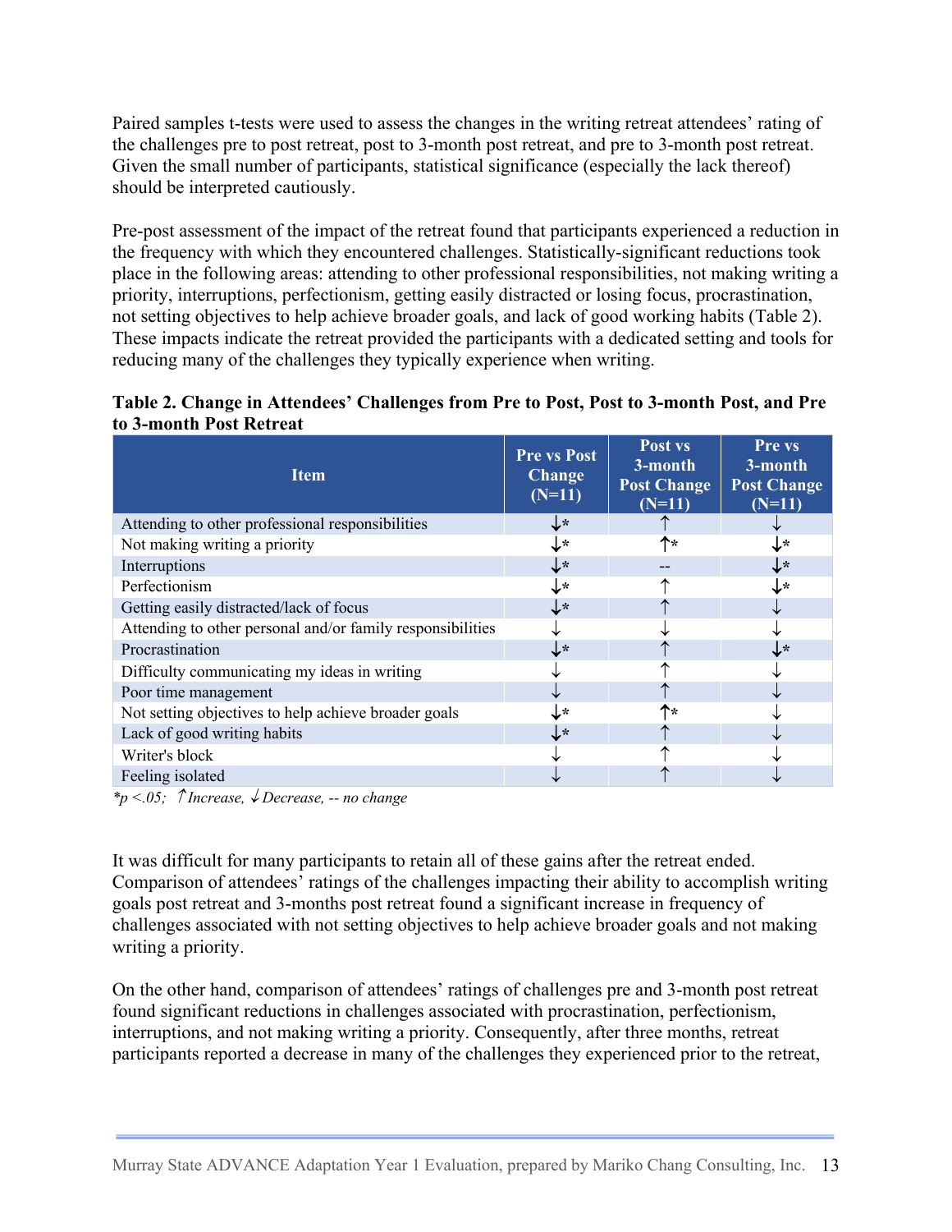Paired samples t-tests were used to assess the changes in the writing retreat attendees' rating of the challenges pre to post retreat, post to 3-month post retreat, and pre to 3-month post retreat. Given the small number of participants, statistical significance (especially the lack thereof) should be interpreted cautiously.

Pre-post assessment of the impact of the retreat found that participants experienced a reduction in the frequency with which they encountered challenges. Statistically-significant reductions took place in the following areas: attending to other professional responsibilities, not making writing a priority, interruptions, perfectionism, getting easily distracted or losing focus, procrastination, not setting objectives to help achieve broader goals, and lack of good working habits (Table 2). These impacts indicate the retreat provided the participants with a dedicated setting and tools for reducing many of the challenges they typically experience when writing.

**Table 2. Change in Attendees' Challenges from Pre to Post, Post to 3-month Post, and Pre to 3-month Post Retreat**

| Item | Pre vs Post Change (N=11) | Post vs 3-month Post Change (N=11) | Pre vs 3-month Post Change (N=11) |
|---|---|---|---|
| Attending to other professional responsibilities | ↓* | ↑ | ↓ |
| Not making writing a priority | ↓* | ↑* | ↓* |
| Interruptions | ↓* | -- | ↓* |
| Perfectionism | ↓* | ↑ | ↓* |
| Getting easily distracted/lack of focus | ↓* | ↑ | ↓ |
| Attending to other personal and/or family responsibilities | ↓ | ↓ | ↓ |
| Procrastination | ↓* | ↑ | ↓* |
| Difficulty communicating my ideas in writing | ↓ | ↑ | ↓ |
| Poor time management | ↓ | ↑ | ↓ |
| Not setting objectives to help achieve broader goals | ↓* | ↑* | ↓ |
| Lack of good writing habits | ↓* | ↑ | ↓ |
| Writer's block | ↓ | ↑ | ↓ |
| Feeling isolated | ↓ | ↑ | ↓ |

*$^*p < .05$; ↑Increase, ↓Decrease, -- no change*

It was difficult for many participants to retain all of these gains after the retreat ended. Comparison of attendees' ratings of the challenges impacting their ability to accomplish writing goals post retreat and 3-months post retreat found a significant increase in frequency of challenges associated with not setting objectives to help achieve broader goals and not making writing a priority.

On the other hand, comparison of attendees' ratings of challenges pre and 3-month post retreat found significant reductions in challenges associated with procrastination, perfectionism, interruptions, and not making writing a priority. Consequently, after three months, retreat participants reported a decrease in many of the challenges they experienced prior to the retreat,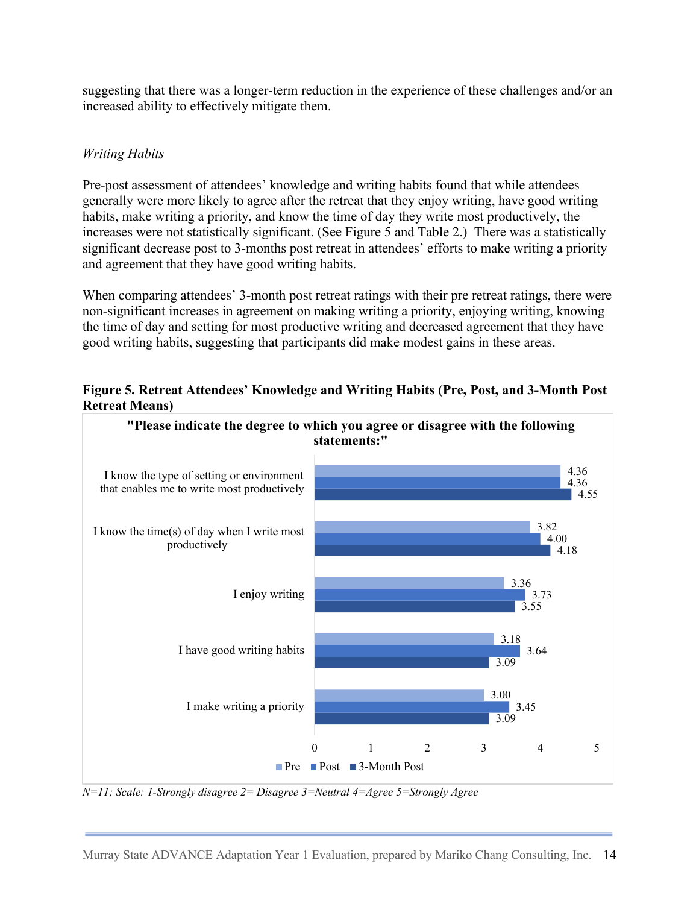suggesting that there was a longer-term reduction in the experience of these challenges and/or an increased ability to effectively mitigate them.

*Writing Habits*

Pre-post assessment of attendees' knowledge and writing habits found that while attendees generally were more likely to agree after the retreat that they enjoy writing, have good writing habits, make writing a priority, and know the time of day they write most productively, the increases were not statistically significant. (See Figure 5 and Table 2.) There was a statistically significant decrease post to 3-months post retreat in attendees' efforts to make writing a priority and agreement that they have good writing habits.

When comparing attendees' 3-month post retreat ratings with their pre retreat ratings, there were non-significant increases in agreement on making writing a priority, enjoying writing, knowing the time of day and setting for most productive writing and decreased agreement that they have good writing habits, suggesting that participants did make modest gains in these areas.

**Figure 5. Retreat Attendees' Knowledge and Writing Habits (Pre, Post, and 3-Month Post Retreat Means)**

**"Please indicate the degree to which you agree or disagree with the following statements:"**

| Statement | Pre | Post | 3-Month Post |
|---|---|---|---|
| I know the type of setting or environment that enables me to write most productively | 4.36 | 4.36 | 4.55 |
| I know the time(s) of day when I write most productively | 3.82 | 4.00 | 4.18 |
| I enjoy writing | 3.36 | 3.73 | 3.55 |
| I have good writing habits | 3.18 | 3.64 | 3.09 |
| I make writing a priority | 3.00 | 3.45 | 3.09 |

*N=11; Scale: 1-Strongly disagree 2= Disagree 3=Neutral 4=Agree 5=Strongly Agree*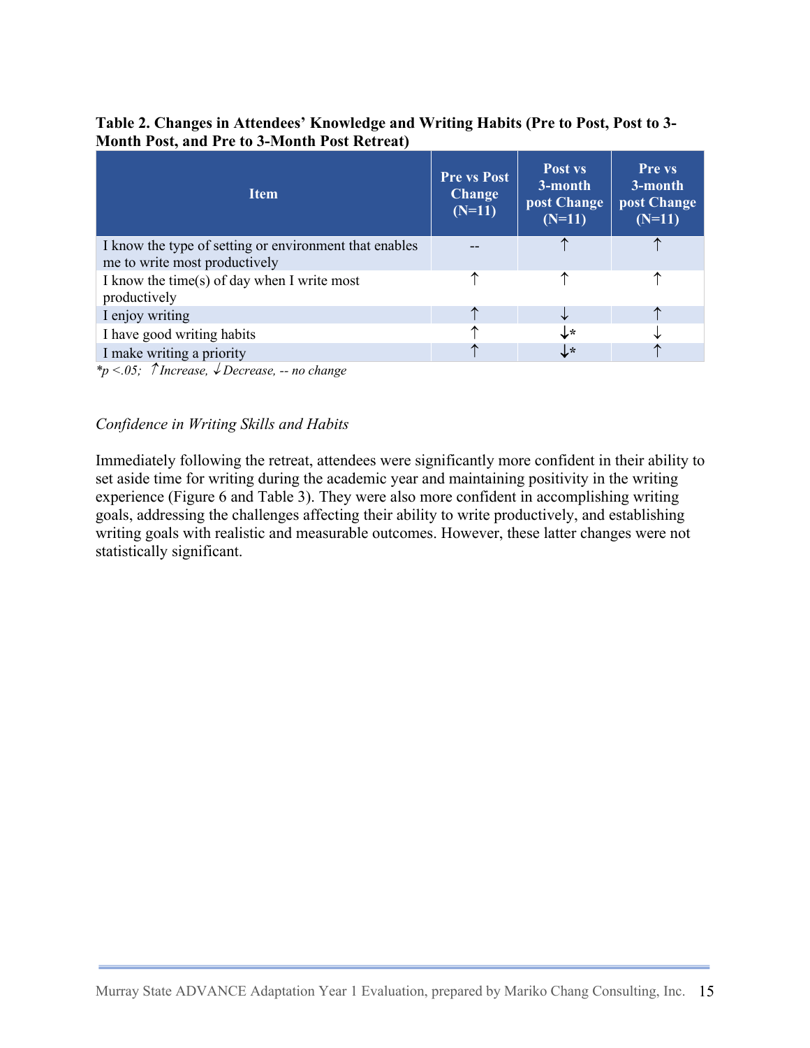**Table 2. Changes in Attendees' Knowledge and Writing Habits (Pre to Post, Post to 3-Month Post, and Pre to 3-Month Post Retreat)**

| Item | Pre vs Post Change (N=11) | Post vs 3-month post Change (N=11) | Pre vs 3-month post Change (N=11) |
|---|---|---|---|
| I know the type of setting or environment that enables me to write most productively | -- | ↑ | ↑ |
| I know the time(s) of day when I write most productively | ↑ | ↑ | ↑ |
| I enjoy writing | ↑ | ↓ | ↑ |
| I have good writing habits | ↑ | ↓* | ↓ |
| I make writing a priority | ↑ | ↓* | ↑ |

*\*p <.05; ↑Increase, ↓Decrease, -- no change*

*Confidence in Writing Skills and Habits*

Immediately following the retreat, attendees were significantly more confident in their ability to set aside time for writing during the academic year and maintaining positivity in the writing experience (Figure 6 and Table 3). They were also more confident in accomplishing writing goals, addressing the challenges affecting their ability to write productively, and establishing writing goals with realistic and measurable outcomes. However, these latter changes were not statistically significant.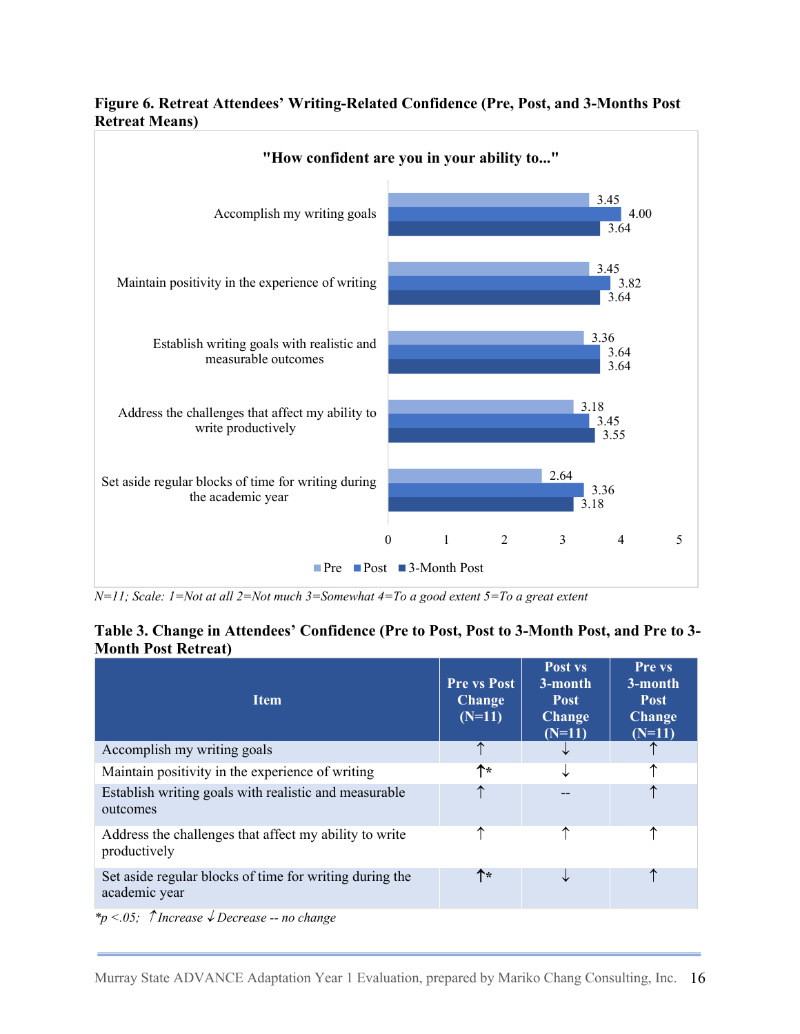**Figure 6. Retreat Attendees' Writing-Related Confidence (Pre, Post, and 3-Months Post Retreat Means)**

"How confident are you in your ability to..."

| Item | Pre | Post | 3-Month Post |
|---|---|---|---|
| Accomplish my writing goals | 3.45 | 4.00 | 3.64 |
| Maintain positivity in the experience of writing | 3.45 | 3.82 | 3.64 |
| Establish writing goals with realistic and measurable outcomes | 3.36 | 3.64 | 3.64 |
| Address the challenges that affect my ability to write productively | 3.18 | 3.45 | 3.55 |
| Set aside regular blocks of time for writing during the academic year | 2.64 | 3.36 | 3.18 |

*N=11; Scale: 1=Not at all 2=Not much 3=Somewhat 4=To a good extent 5=To a great extent*

**Table 3. Change in Attendees' Confidence (Pre to Post, Post to 3-Month Post, and Pre to 3-Month Post Retreat)**

| Item | Pre vs Post Change (N=11) | Post vs 3-month Post Change (N=11) | Pre vs 3-month Post Change (N=11) |
|---|---|---|---|
| Accomplish my writing goals | ↑ | ↓ | ↑ |
| Maintain positivity in the experience of writing | ↑* | ↓ | ↑ |
| Establish writing goals with realistic and measurable outcomes | ↑ | -- | ↑ |
| Address the challenges that affect my ability to write productively | ↑ | ↑ | ↑ |
| Set aside regular blocks of time for writing during the academic year | ↑* | ↓ | ↑ |

*\*p <.05; ↑Increase ↓Decrease -- no change*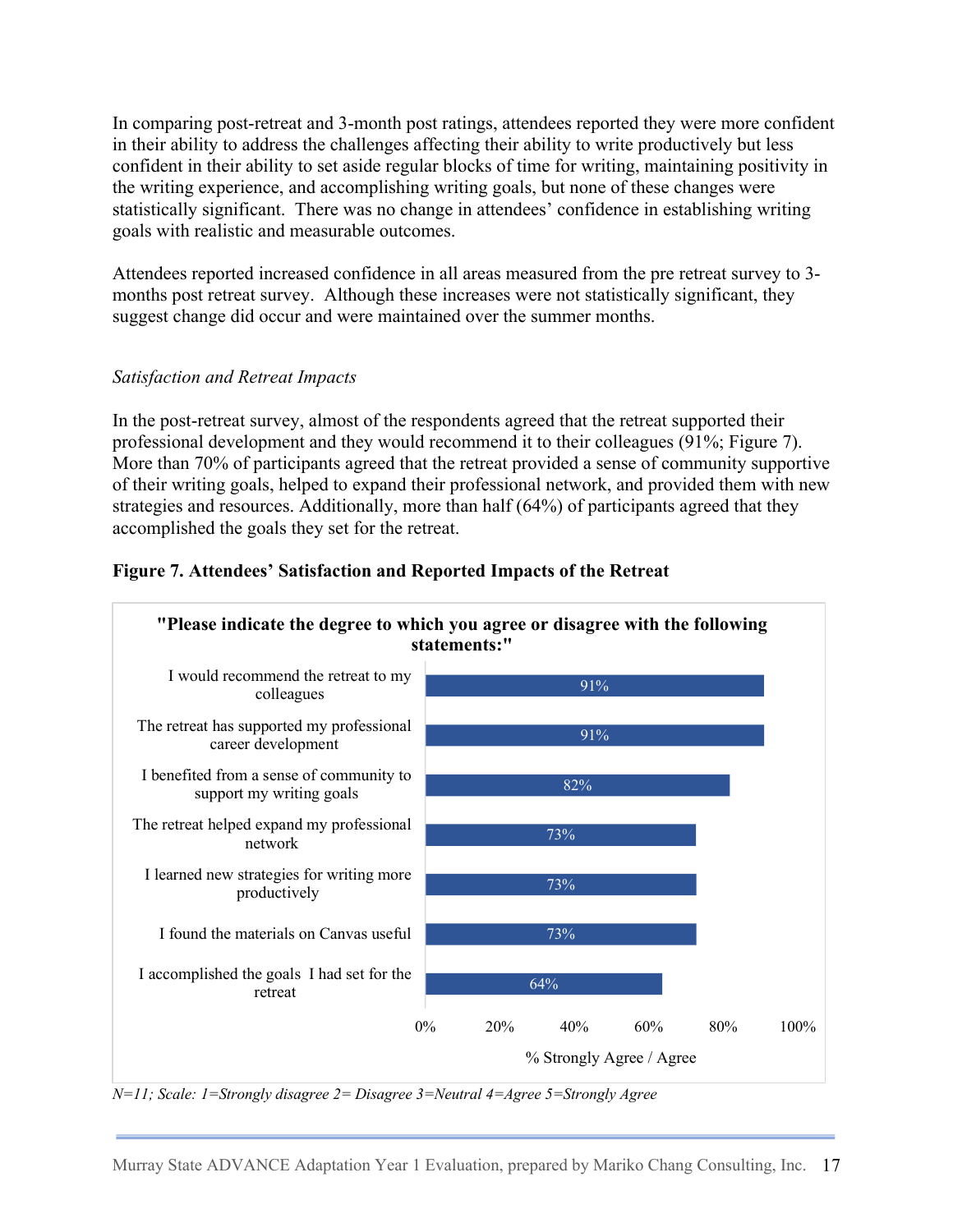In comparing post-retreat and 3-month post ratings, attendees reported they were more confident in their ability to address the challenges affecting their ability to write productively but less confident in their ability to set aside regular blocks of time for writing, maintaining positivity in the writing experience, and accomplishing writing goals, but none of these changes were statistically significant. There was no change in attendees' confidence in establishing writing goals with realistic and measurable outcomes.

Attendees reported increased confidence in all areas measured from the pre retreat survey to 3-months post retreat survey. Although these increases were not statistically significant, they suggest change did occur and were maintained over the summer months.

*Satisfaction and Retreat Impacts*

In the post-retreat survey, almost of the respondents agreed that the retreat supported their professional development and they would recommend it to their colleagues (91%; Figure 7). More than 70% of participants agreed that the retreat provided a sense of community supportive of their writing goals, helped to expand their professional network, and provided them with new strategies and resources. Additionally, more than half (64%) of participants agreed that they accomplished the goals they set for the retreat.

**Figure 7. Attendees' Satisfaction and Reported Impacts of the Retreat**

**"Please indicate the degree to which you agree or disagree with the following statements:"**

| Statement | % Strongly Agree / Agree |
|---|---|
| I would recommend the retreat to my colleagues | 91% |
| The retreat has supported my professional career development | 91% |
| I benefited from a sense of community to support my writing goals | 82% |
| The retreat helped expand my professional network | 73% |
| I learned new strategies for writing more productively | 73% |
| I found the materials on Canvas useful | 73% |
| I accomplished the goals I had set for the retreat | 64% |

*N=11; Scale: 1=Strongly disagree 2= Disagree 3=Neutral 4=Agree 5=Strongly Agree*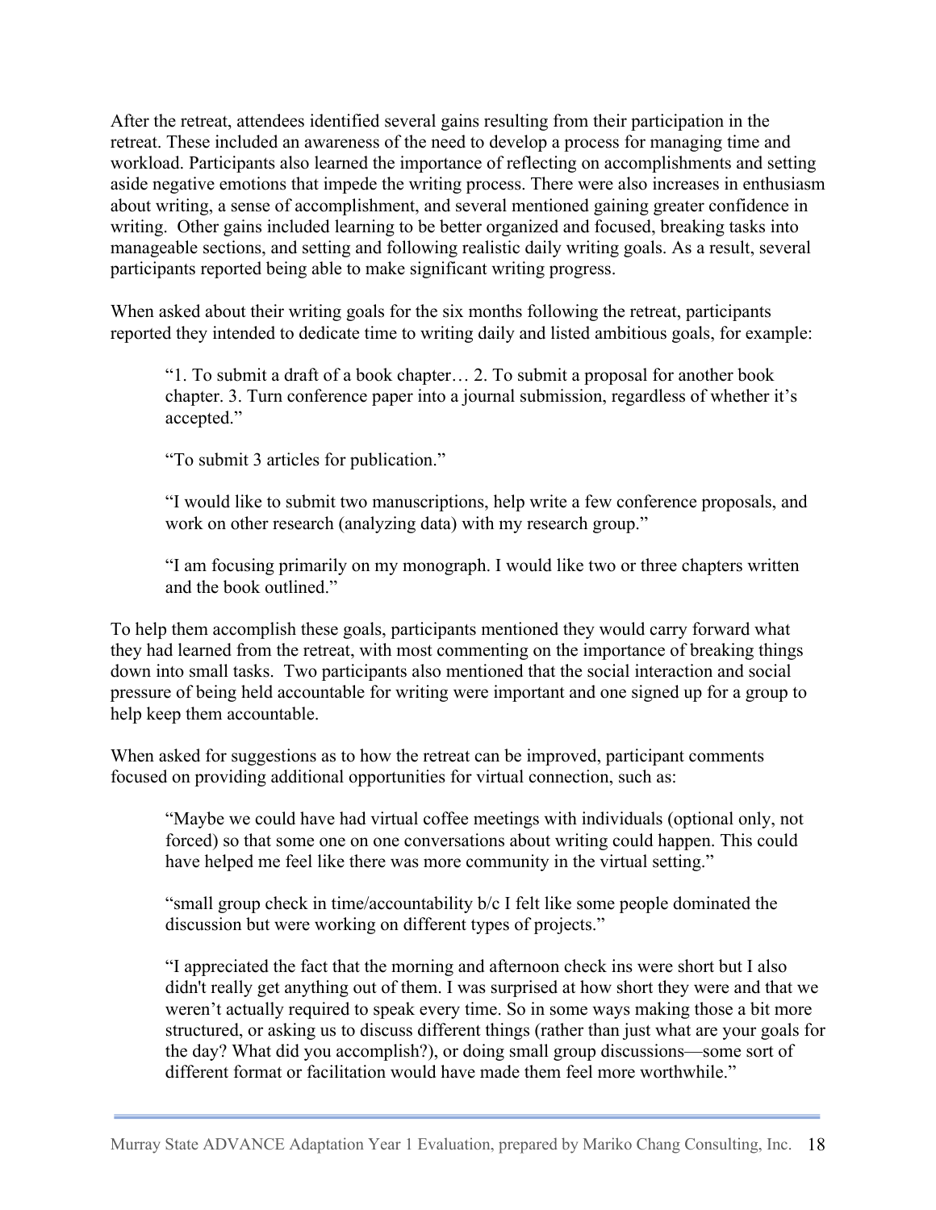After the retreat, attendees identified several gains resulting from their participation in the retreat. These included an awareness of the need to develop a process for managing time and workload. Participants also learned the importance of reflecting on accomplishments and setting aside negative emotions that impede the writing process. There were also increases in enthusiasm about writing, a sense of accomplishment, and several mentioned gaining greater confidence in writing. Other gains included learning to be better organized and focused, breaking tasks into manageable sections, and setting and following realistic daily writing goals. As a result, several participants reported being able to make significant writing progress.

When asked about their writing goals for the six months following the retreat, participants reported they intended to dedicate time to writing daily and listed ambitious goals, for example:

> "1. To submit a draft of a book chapter… 2. To submit a proposal for another book chapter. 3. Turn conference paper into a journal submission, regardless of whether it's accepted."
>
> "To submit 3 articles for publication."
>
> "I would like to submit two manuscriptions, help write a few conference proposals, and work on other research (analyzing data) with my research group."
>
> "I am focusing primarily on my monograph. I would like two or three chapters written and the book outlined."

To help them accomplish these goals, participants mentioned they would carry forward what they had learned from the retreat, with most commenting on the importance of breaking things down into small tasks. Two participants also mentioned that the social interaction and social pressure of being held accountable for writing were important and one signed up for a group to help keep them accountable.

When asked for suggestions as to how the retreat can be improved, participant comments focused on providing additional opportunities for virtual connection, such as:

> "Maybe we could have had virtual coffee meetings with individuals (optional only, not forced) so that some one on one conversations about writing could happen. This could have helped me feel like there was more community in the virtual setting."
>
> "small group check in time/accountability b/c I felt like some people dominated the discussion but were working on different types of projects."
>
> "I appreciated the fact that the morning and afternoon check ins were short but I also didn't really get anything out of them. I was surprised at how short they were and that we weren't actually required to speak every time. So in some ways making those a bit more structured, or asking us to discuss different things (rather than just what are your goals for the day? What did you accomplish?), or doing small group discussions—some sort of different format or facilitation would have made them feel more worthwhile."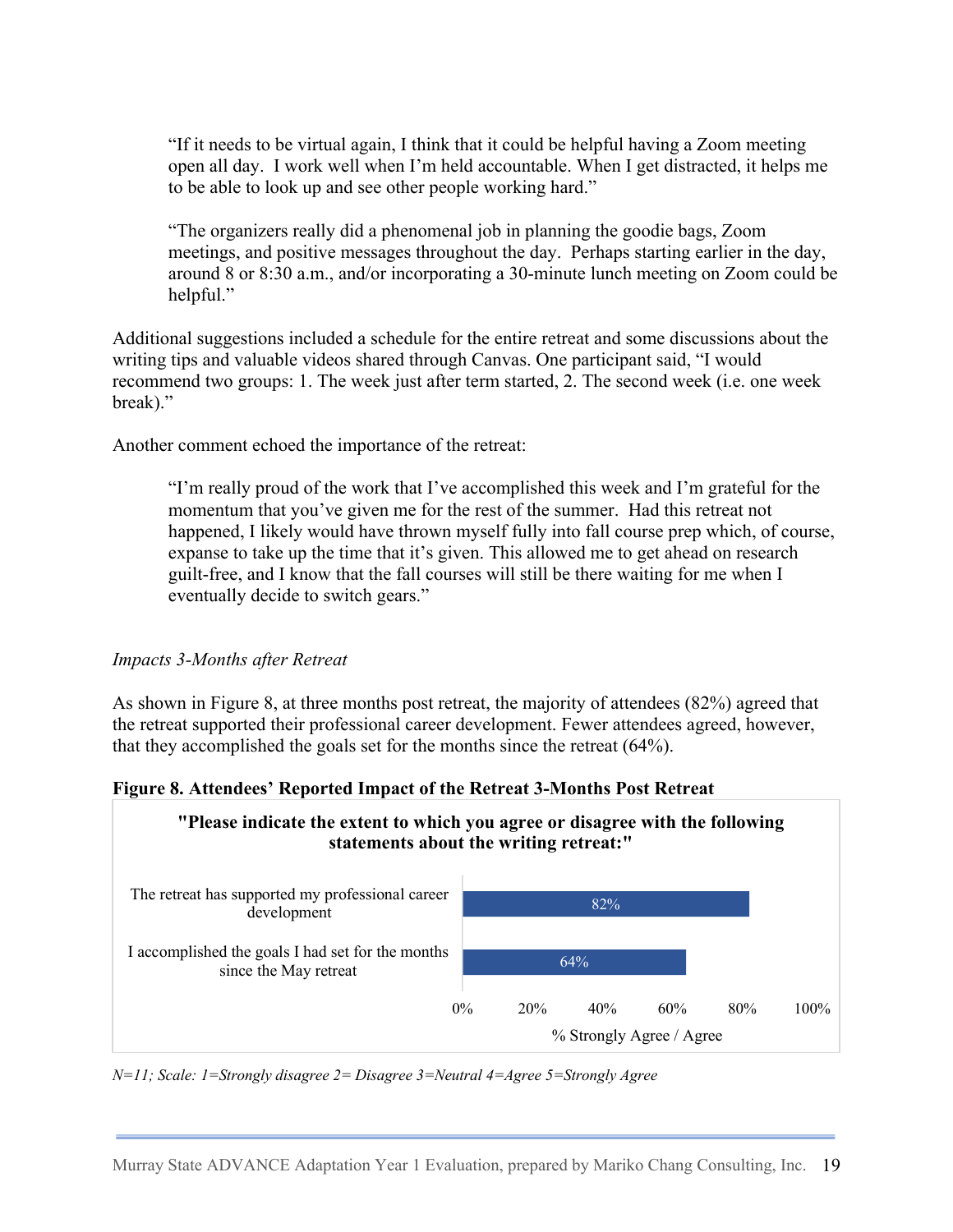> "If it needs to be virtual again, I think that it could be helpful having a Zoom meeting open all day. I work well when I'm held accountable. When I get distracted, it helps me to be able to look up and see other people working hard."

> "The organizers really did a phenomenal job in planning the goodie bags, Zoom meetings, and positive messages throughout the day. Perhaps starting earlier in the day, around 8 or 8:30 a.m., and/or incorporating a 30-minute lunch meeting on Zoom could be helpful."

Additional suggestions included a schedule for the entire retreat and some discussions about the writing tips and valuable videos shared through Canvas. One participant said, "I would recommend two groups: 1. The week just after term started, 2. The second week (i.e. one week break)."

Another comment echoed the importance of the retreat:

> "I'm really proud of the work that I've accomplished this week and I'm grateful for the momentum that you've given me for the rest of the summer. Had this retreat not happened, I likely would have thrown myself fully into fall course prep which, of course, expanse to take up the time that it's given. This allowed me to get ahead on research guilt-free, and I know that the fall courses will still be there waiting for me when I eventually decide to switch gears."

*Impacts 3-Months after Retreat*

As shown in Figure 8, at three months post retreat, the majority of attendees (82%) agreed that the retreat supported their professional career development. Fewer attendees agreed, however, that they accomplished the goals set for the months since the retreat (64%).

**Figure 8. Attendees' Reported Impact of the Retreat 3-Months Post Retreat**

**"Please indicate the extent to which you agree or disagree with the following statements about the writing retreat:"**

| Statement | % Strongly Agree / Agree |
|---|---|
| The retreat has supported my professional career development | 82% |
| I accomplished the goals I had set for the months since the May retreat | 64% |

*N=11; Scale: 1=Strongly disagree 2= Disagree 3=Neutral 4=Agree 5=Strongly Agree*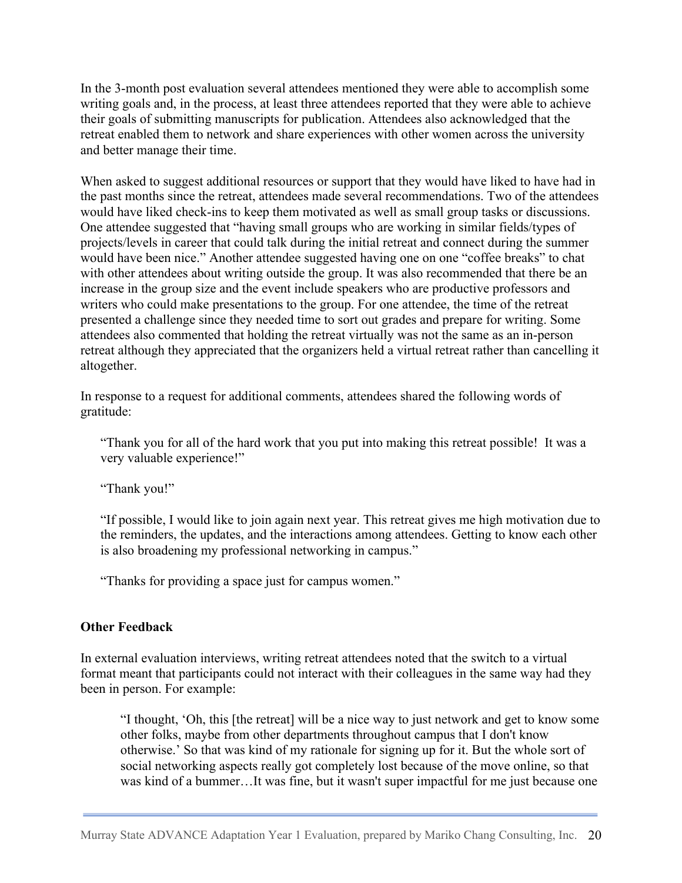In the 3-month post evaluation several attendees mentioned they were able to accomplish some writing goals and, in the process, at least three attendees reported that they were able to achieve their goals of submitting manuscripts for publication. Attendees also acknowledged that the retreat enabled them to network and share experiences with other women across the university and better manage their time.

When asked to suggest additional resources or support that they would have liked to have had in the past months since the retreat, attendees made several recommendations. Two of the attendees would have liked check-ins to keep them motivated as well as small group tasks or discussions. One attendee suggested that "having small groups who are working in similar fields/types of projects/levels in career that could talk during the initial retreat and connect during the summer would have been nice." Another attendee suggested having one on one "coffee breaks" to chat with other attendees about writing outside the group. It was also recommended that there be an increase in the group size and the event include speakers who are productive professors and writers who could make presentations to the group. For one attendee, the time of the retreat presented a challenge since they needed time to sort out grades and prepare for writing. Some attendees also commented that holding the retreat virtually was not the same as an in-person retreat although they appreciated that the organizers held a virtual retreat rather than cancelling it altogether.

In response to a request for additional comments, attendees shared the following words of gratitude:

> "Thank you for all of the hard work that you put into making this retreat possible! It was a very valuable experience!"
>
> "Thank you!"
>
> "If possible, I would like to join again next year. This retreat gives me high motivation due to the reminders, the updates, and the interactions among attendees. Getting to know each other is also broadening my professional networking in campus."
>
> "Thanks for providing a space just for campus women."

**Other Feedback**

In external evaluation interviews, writing retreat attendees noted that the switch to a virtual format meant that participants could not interact with their colleagues in the same way had they been in person. For example:

> "I thought, 'Oh, this [the retreat] will be a nice way to just network and get to know some other folks, maybe from other departments throughout campus that I don't know otherwise.' So that was kind of my rationale for signing up for it. But the whole sort of social networking aspects really got completely lost because of the move online, so that was kind of a bummer…It was fine, but it wasn't super impactful for me just because one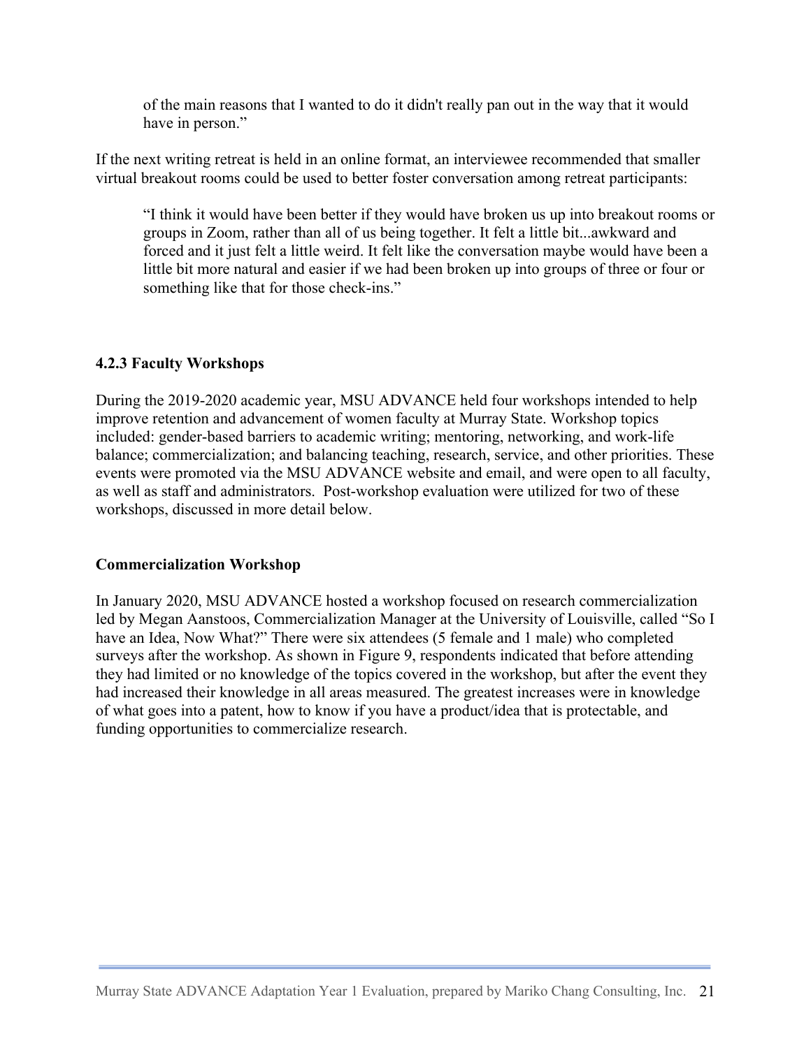> of the main reasons that I wanted to do it didn't really pan out in the way that it would have in person."

If the next writing retreat is held in an online format, an interviewee recommended that smaller virtual breakout rooms could be used to better foster conversation among retreat participants:

> "I think it would have been better if they would have broken us up into breakout rooms or groups in Zoom, rather than all of us being together. It felt a little bit...awkward and forced and it just felt a little weird. It felt like the conversation maybe would have been a little bit more natural and easier if we had been broken up into groups of three or four or something like that for those check-ins."

### 4.2.3 Faculty Workshops

During the 2019-2020 academic year, MSU ADVANCE held four workshops intended to help improve retention and advancement of women faculty at Murray State. Workshop topics included: gender-based barriers to academic writing; mentoring, networking, and work-life balance; commercialization; and balancing teaching, research, service, and other priorities. These events were promoted via the MSU ADVANCE website and email, and were open to all faculty, as well as staff and administrators. Post-workshop evaluation were utilized for two of these workshops, discussed in more detail below.

**Commercialization Workshop**

In January 2020, MSU ADVANCE hosted a workshop focused on research commercialization led by Megan Aanstoos, Commercialization Manager at the University of Louisville, called "So I have an Idea, Now What?" There were six attendees (5 female and 1 male) who completed surveys after the workshop. As shown in Figure 9, respondents indicated that before attending they had limited or no knowledge of the topics covered in the workshop, but after the event they had increased their knowledge in all areas measured. The greatest increases were in knowledge of what goes into a patent, how to know if you have a product/idea that is protectable, and funding opportunities to commercialize research.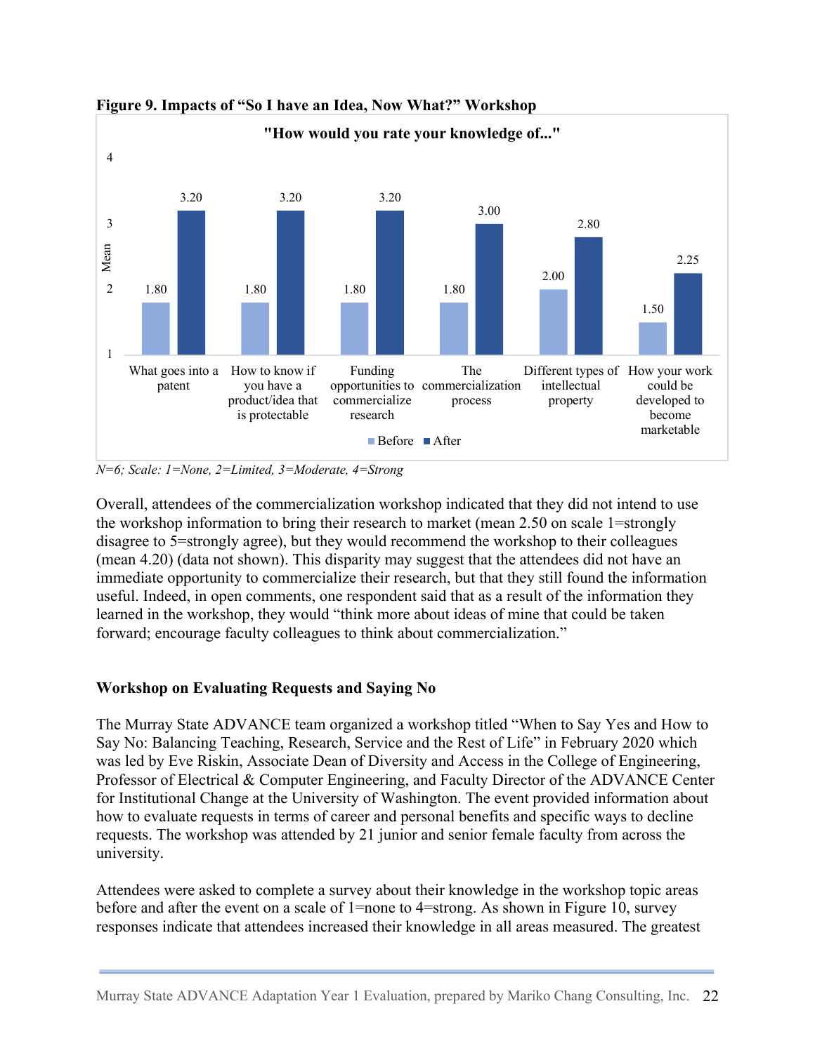**Figure 9. Impacts of "So I have an Idea, Now What?" Workshop**

"How would you rate your knowledge of..."

| | Before | After |
|---|---|---|
| What goes into a patent | 1.80 | 3.20 |
| How to know if you have a product/idea that is protectable | 1.80 | 3.20 |
| Funding opportunities to commercialize research | 1.80 | 3.20 |
| The commercialization process | 1.80 | 3.00 |
| Different types of intellectual property | 2.00 | 2.80 |
| How your work could be developed to become marketable | 1.50 | 2.25 |

*N=6; Scale: 1=None, 2=Limited, 3=Moderate, 4=Strong*

Overall, attendees of the commercialization workshop indicated that they did not intend to use the workshop information to bring their research to market (mean 2.50 on scale 1=strongly disagree to 5=strongly agree), but they would recommend the workshop to their colleagues (mean 4.20) (data not shown). This disparity may suggest that the attendees did not have an immediate opportunity to commercialize their research, but that they still found the information useful. Indeed, in open comments, one respondent said that as a result of the information they learned in the workshop, they would "think more about ideas of mine that could be taken forward; encourage faculty colleagues to think about commercialization."

### Workshop on Evaluating Requests and Saying No

The Murray State ADVANCE team organized a workshop titled "When to Say Yes and How to Say No: Balancing Teaching, Research, Service and the Rest of Life" in February 2020 which was led by Eve Riskin, Associate Dean of Diversity and Access in the College of Engineering, Professor of Electrical & Computer Engineering, and Faculty Director of the ADVANCE Center for Institutional Change at the University of Washington. The event provided information about how to evaluate requests in terms of career and personal benefits and specific ways to decline requests. The workshop was attended by 21 junior and senior female faculty from across the university.

Attendees were asked to complete a survey about their knowledge in the workshop topic areas before and after the event on a scale of 1=none to 4=strong. As shown in Figure 10, survey responses indicate that attendees increased their knowledge in all areas measured. The greatest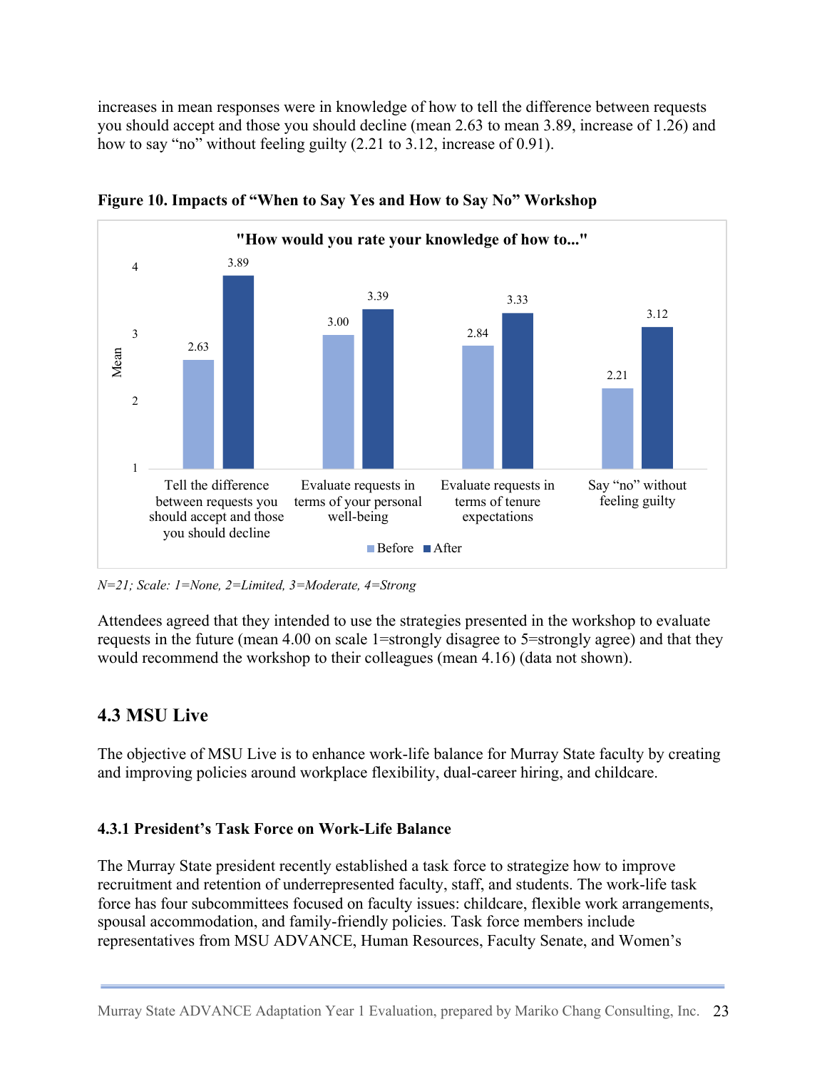increases in mean responses were in knowledge of how to tell the difference between requests you should accept and those you should decline (mean 2.63 to mean 3.89, increase of 1.26) and how to say "no" without feeling guilty (2.21 to 3.12, increase of 0.91).

**Figure 10. Impacts of "When to Say Yes and How to Say No" Workshop**

"How would you rate your knowledge of how to..."

| | Before | After |
|---|---|---|
| Tell the difference between requests you should accept and those you should decline | 2.63 | 3.89 |
| Evaluate requests in terms of your personal well-being | 3.00 | 3.39 |
| Evaluate requests in terms of tenure expectations | 2.84 | 3.33 |
| Say "no" without feeling guilty | 2.21 | 3.12 |

*N=21; Scale: 1=None, 2=Limited, 3=Moderate, 4=Strong*

Attendees agreed that they intended to use the strategies presented in the workshop to evaluate requests in the future (mean 4.00 on scale 1=strongly disagree to 5=strongly agree) and that they would recommend the workshop to their colleagues (mean 4.16) (data not shown).

## 4.3 MSU Live

The objective of MSU Live is to enhance work-life balance for Murray State faculty by creating and improving policies around workplace flexibility, dual-career hiring, and childcare.

### 4.3.1 President's Task Force on Work-Life Balance

The Murray State president recently established a task force to strategize how to improve recruitment and retention of underrepresented faculty, staff, and students. The work-life task force has four subcommittees focused on faculty issues: childcare, flexible work arrangements, spousal accommodation, and family-friendly policies. Task force members include representatives from MSU ADVANCE, Human Resources, Faculty Senate, and Women's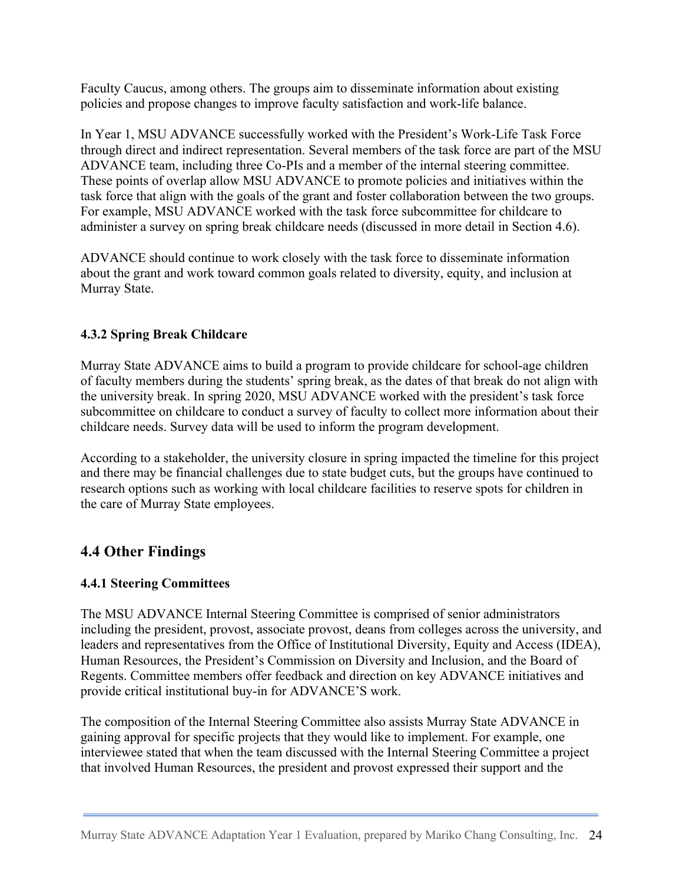Faculty Caucus, among others. The groups aim to disseminate information about existing policies and propose changes to improve faculty satisfaction and work-life balance.

In Year 1, MSU ADVANCE successfully worked with the President's Work-Life Task Force through direct and indirect representation. Several members of the task force are part of the MSU ADVANCE team, including three Co-PIs and a member of the internal steering committee. These points of overlap allow MSU ADVANCE to promote policies and initiatives within the task force that align with the goals of the grant and foster collaboration between the two groups. For example, MSU ADVANCE worked with the task force subcommittee for childcare to administer a survey on spring break childcare needs (discussed in more detail in Section 4.6).

ADVANCE should continue to work closely with the task force to disseminate information about the grant and work toward common goals related to diversity, equity, and inclusion at Murray State.

#### 4.3.2 Spring Break Childcare

Murray State ADVANCE aims to build a program to provide childcare for school-age children of faculty members during the students' spring break, as the dates of that break do not align with the university break. In spring 2020, MSU ADVANCE worked with the president's task force subcommittee on childcare to conduct a survey of faculty to collect more information about their childcare needs. Survey data will be used to inform the program development.

According to a stakeholder, the university closure in spring impacted the timeline for this project and there may be financial challenges due to state budget cuts, but the groups have continued to research options such as working with local childcare facilities to reserve spots for children in the care of Murray State employees.

### 4.4 Other Findings

#### 4.4.1 Steering Committees

The MSU ADVANCE Internal Steering Committee is comprised of senior administrators including the president, provost, associate provost, deans from colleges across the university, and leaders and representatives from the Office of Institutional Diversity, Equity and Access (IDEA), Human Resources, the President's Commission on Diversity and Inclusion, and the Board of Regents. Committee members offer feedback and direction on key ADVANCE initiatives and provide critical institutional buy-in for ADVANCE'S work.

The composition of the Internal Steering Committee also assists Murray State ADVANCE in gaining approval for specific projects that they would like to implement. For example, one interviewee stated that when the team discussed with the Internal Steering Committee a project that involved Human Resources, the president and provost expressed their support and the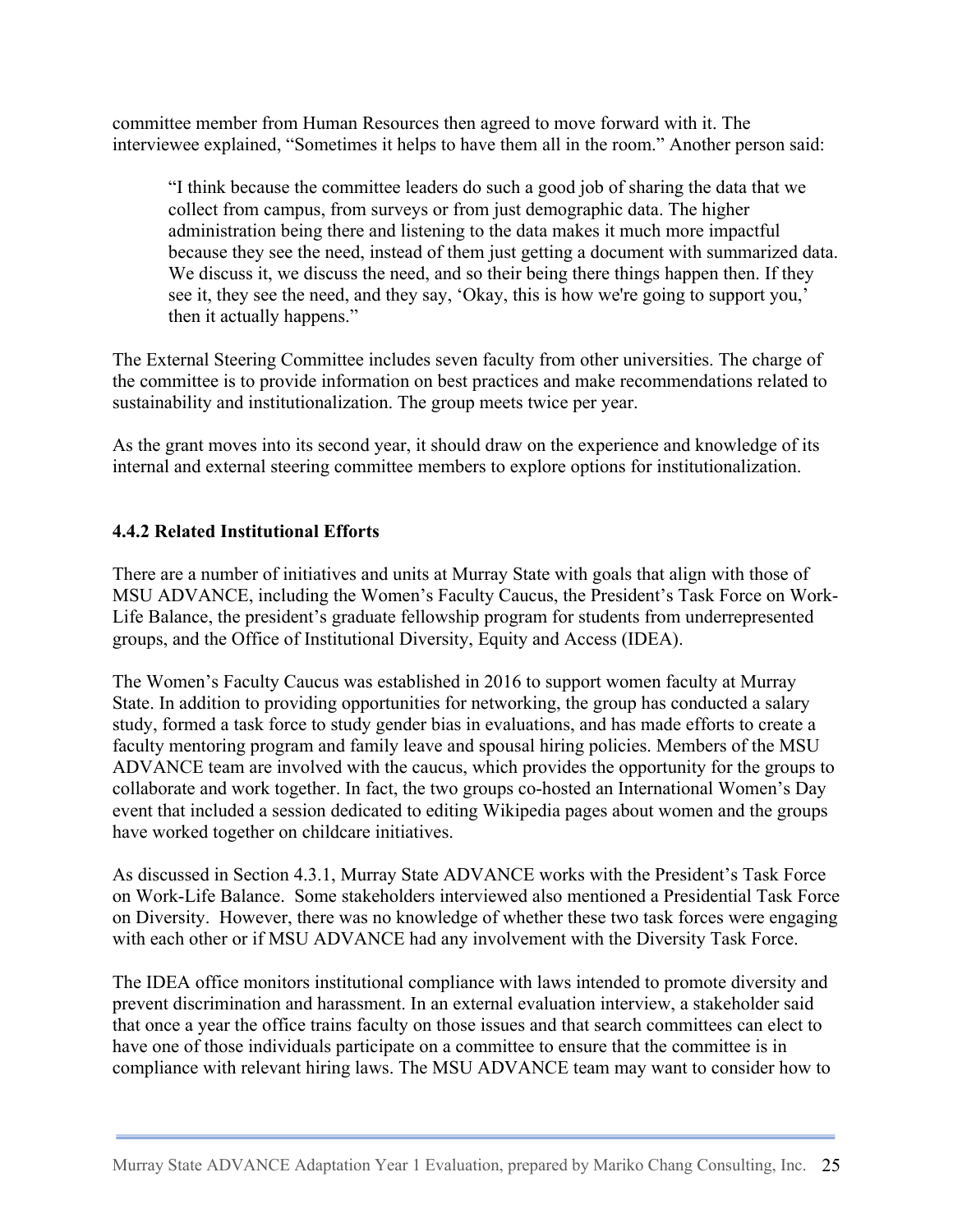committee member from Human Resources then agreed to move forward with it. The interviewee explained, “Sometimes it helps to have them all in the room.” Another person said:

> “I think because the committee leaders do such a good job of sharing the data that we collect from campus, from surveys or from just demographic data. The higher administration being there and listening to the data makes it much more impactful because they see the need, instead of them just getting a document with summarized data. We discuss it, we discuss the need, and so their being there things happen then. If they see it, they see the need, and they say, ‘Okay, this is how we're going to support you,’ then it actually happens.”

The External Steering Committee includes seven faculty from other universities. The charge of the committee is to provide information on best practices and make recommendations related to sustainability and institutionalization. The group meets twice per year.

As the grant moves into its second year, it should draw on the experience and knowledge of its internal and external steering committee members to explore options for institutionalization.

### 4.4.2 Related Institutional Efforts

There are a number of initiatives and units at Murray State with goals that align with those of MSU ADVANCE, including the Women's Faculty Caucus, the President's Task Force on Work-Life Balance, the president's graduate fellowship program for students from underrepresented groups, and the Office of Institutional Diversity, Equity and Access (IDEA).

The Women's Faculty Caucus was established in 2016 to support women faculty at Murray State. In addition to providing opportunities for networking, the group has conducted a salary study, formed a task force to study gender bias in evaluations, and has made efforts to create a faculty mentoring program and family leave and spousal hiring policies. Members of the MSU ADVANCE team are involved with the caucus, which provides the opportunity for the groups to collaborate and work together. In fact, the two groups co-hosted an International Women's Day event that included a session dedicated to editing Wikipedia pages about women and the groups have worked together on childcare initiatives.

As discussed in Section 4.3.1, Murray State ADVANCE works with the President's Task Force on Work-Life Balance. Some stakeholders interviewed also mentioned a Presidential Task Force on Diversity. However, there was no knowledge of whether these two task forces were engaging with each other or if MSU ADVANCE had any involvement with the Diversity Task Force.

The IDEA office monitors institutional compliance with laws intended to promote diversity and prevent discrimination and harassment. In an external evaluation interview, a stakeholder said that once a year the office trains faculty on those issues and that search committees can elect to have one of those individuals participate on a committee to ensure that the committee is in compliance with relevant hiring laws. The MSU ADVANCE team may want to consider how to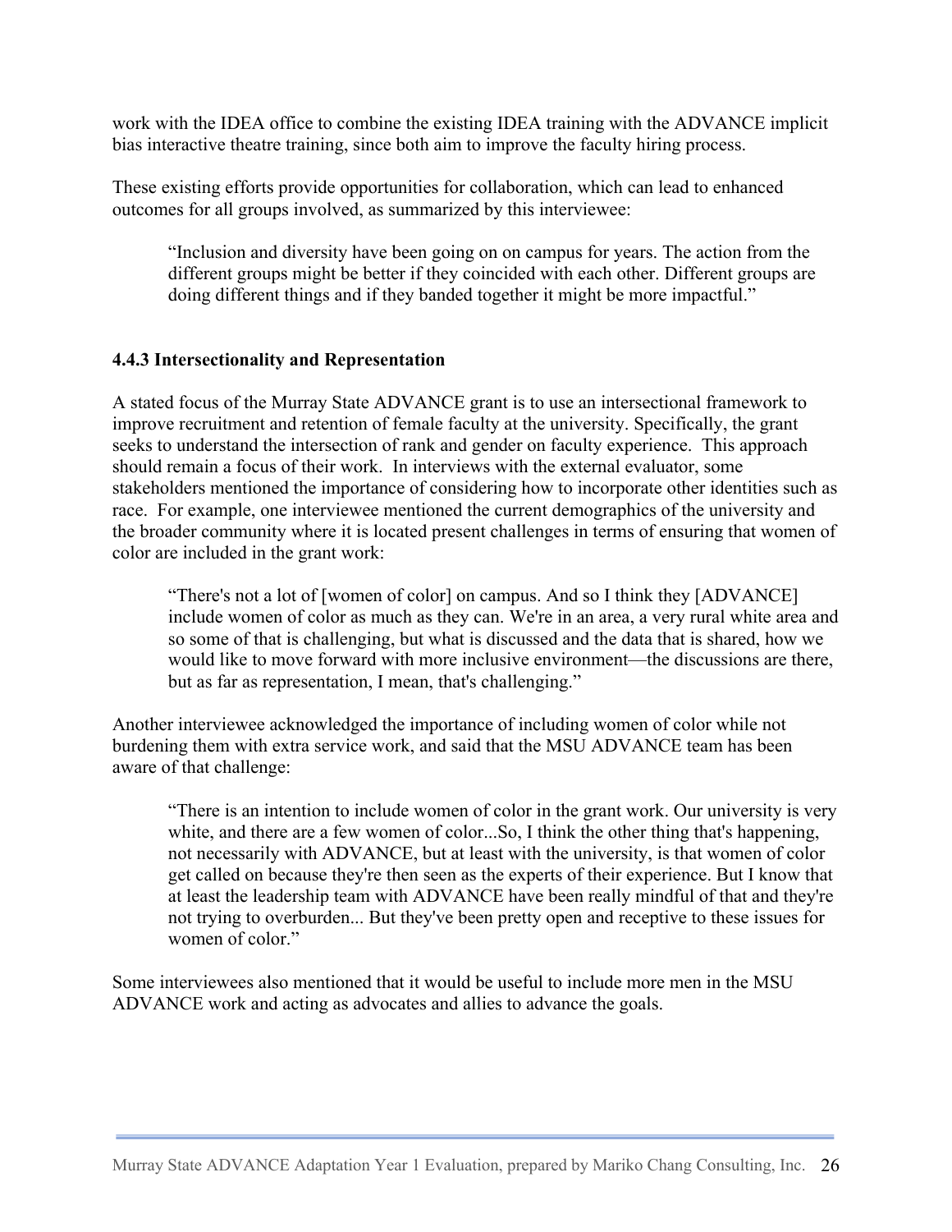work with the IDEA office to combine the existing IDEA training with the ADVANCE implicit bias interactive theatre training, since both aim to improve the faculty hiring process.

These existing efforts provide opportunities for collaboration, which can lead to enhanced outcomes for all groups involved, as summarized by this interviewee:

> "Inclusion and diversity have been going on on campus for years. The action from the different groups might be better if they coincided with each other. Different groups are doing different things and if they banded together it might be more impactful."

### 4.4.3 Intersectionality and Representation

A stated focus of the Murray State ADVANCE grant is to use an intersectional framework to improve recruitment and retention of female faculty at the university. Specifically, the grant seeks to understand the intersection of rank and gender on faculty experience. This approach should remain a focus of their work. In interviews with the external evaluator, some stakeholders mentioned the importance of considering how to incorporate other identities such as race. For example, one interviewee mentioned the current demographics of the university and the broader community where it is located present challenges in terms of ensuring that women of color are included in the grant work:

> "There's not a lot of [women of color] on campus. And so I think they [ADVANCE] include women of color as much as they can. We're in an area, a very rural white area and so some of that is challenging, but what is discussed and the data that is shared, how we would like to move forward with more inclusive environment—the discussions are there, but as far as representation, I mean, that's challenging."

Another interviewee acknowledged the importance of including women of color while not burdening them with extra service work, and said that the MSU ADVANCE team has been aware of that challenge:

> "There is an intention to include women of color in the grant work. Our university is very white, and there are a few women of color...So, I think the other thing that's happening, not necessarily with ADVANCE, but at least with the university, is that women of color get called on because they're then seen as the experts of their experience. But I know that at least the leadership team with ADVANCE have been really mindful of that and they're not trying to overburden... But they've been pretty open and receptive to these issues for women of color."

Some interviewees also mentioned that it would be useful to include more men in the MSU ADVANCE work and acting as advocates and allies to advance the goals.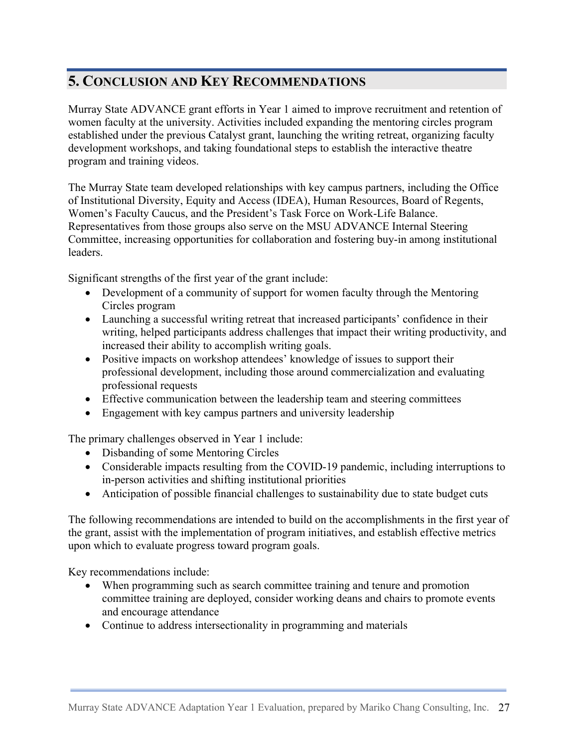## 5. Conclusion and Key Recommendations

Murray State ADVANCE grant efforts in Year 1 aimed to improve recruitment and retention of women faculty at the university. Activities included expanding the mentoring circles program established under the previous Catalyst grant, launching the writing retreat, organizing faculty development workshops, and taking foundational steps to establish the interactive theatre program and training videos.

The Murray State team developed relationships with key campus partners, including the Office of Institutional Diversity, Equity and Access (IDEA), Human Resources, Board of Regents, Women's Faculty Caucus, and the President's Task Force on Work-Life Balance. Representatives from those groups also serve on the MSU ADVANCE Internal Steering Committee, increasing opportunities for collaboration and fostering buy-in among institutional leaders.

Significant strengths of the first year of the grant include:

- Development of a community of support for women faculty through the Mentoring Circles program
- Launching a successful writing retreat that increased participants' confidence in their writing, helped participants address challenges that impact their writing productivity, and increased their ability to accomplish writing goals.
- Positive impacts on workshop attendees' knowledge of issues to support their professional development, including those around commercialization and evaluating professional requests
- Effective communication between the leadership team and steering committees
- Engagement with key campus partners and university leadership

The primary challenges observed in Year 1 include:

- Disbanding of some Mentoring Circles
- Considerable impacts resulting from the COVID-19 pandemic, including interruptions to in-person activities and shifting institutional priorities
- Anticipation of possible financial challenges to sustainability due to state budget cuts

The following recommendations are intended to build on the accomplishments in the first year of the grant, assist with the implementation of program initiatives, and establish effective metrics upon which to evaluate progress toward program goals.

Key recommendations include:

- When programming such as search committee training and tenure and promotion committee training are deployed, consider working deans and chairs to promote events and encourage attendance
- Continue to address intersectionality in programming and materials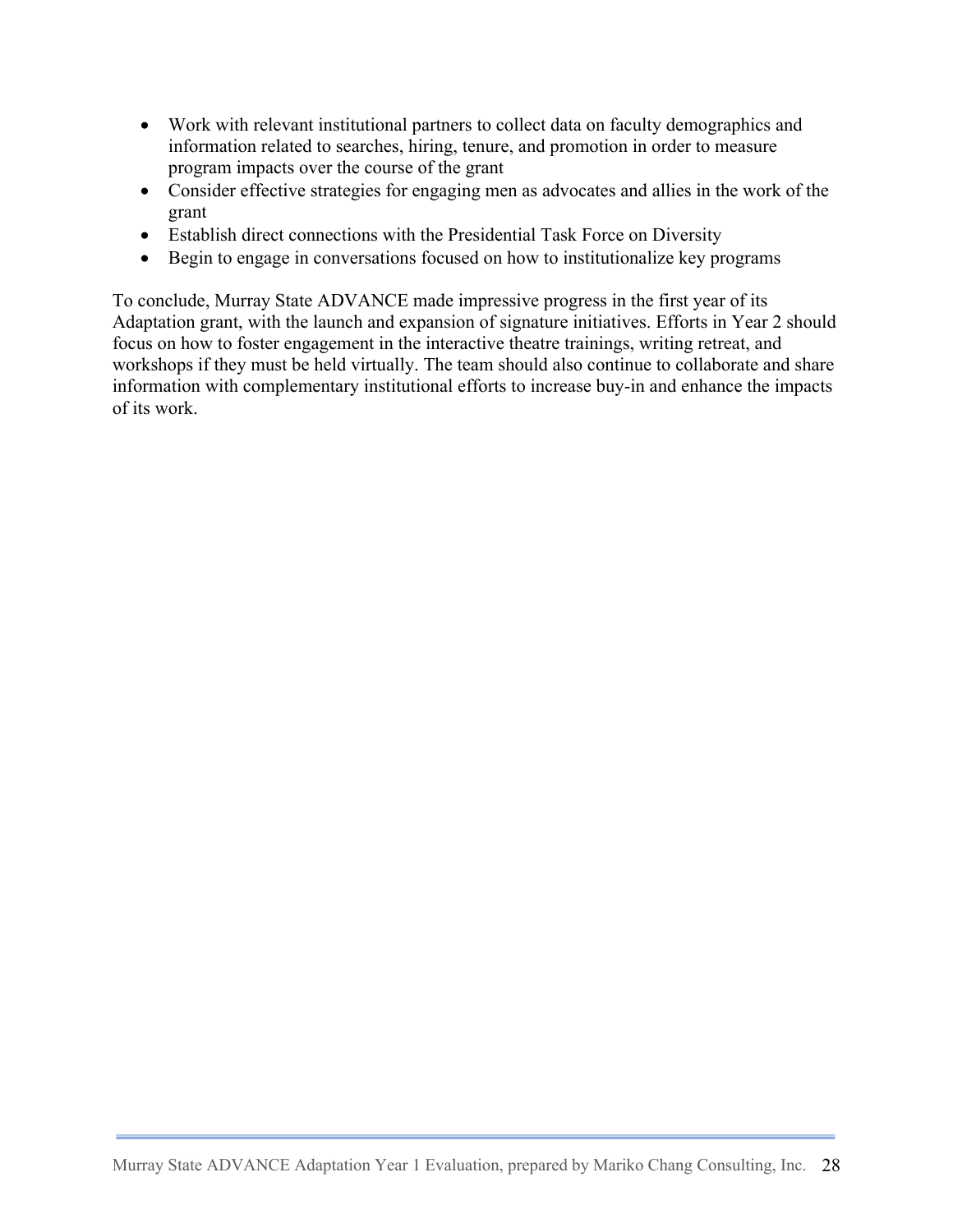- Work with relevant institutional partners to collect data on faculty demographics and information related to searches, hiring, tenure, and promotion in order to measure program impacts over the course of the grant
- Consider effective strategies for engaging men as advocates and allies in the work of the grant
- Establish direct connections with the Presidential Task Force on Diversity
- Begin to engage in conversations focused on how to institutionalize key programs

To conclude, Murray State ADVANCE made impressive progress in the first year of its Adaptation grant, with the launch and expansion of signature initiatives. Efforts in Year 2 should focus on how to foster engagement in the interactive theatre trainings, writing retreat, and workshops if they must be held virtually. The team should also continue to collaborate and share information with complementary institutional efforts to increase buy-in and enhance the impacts of its work.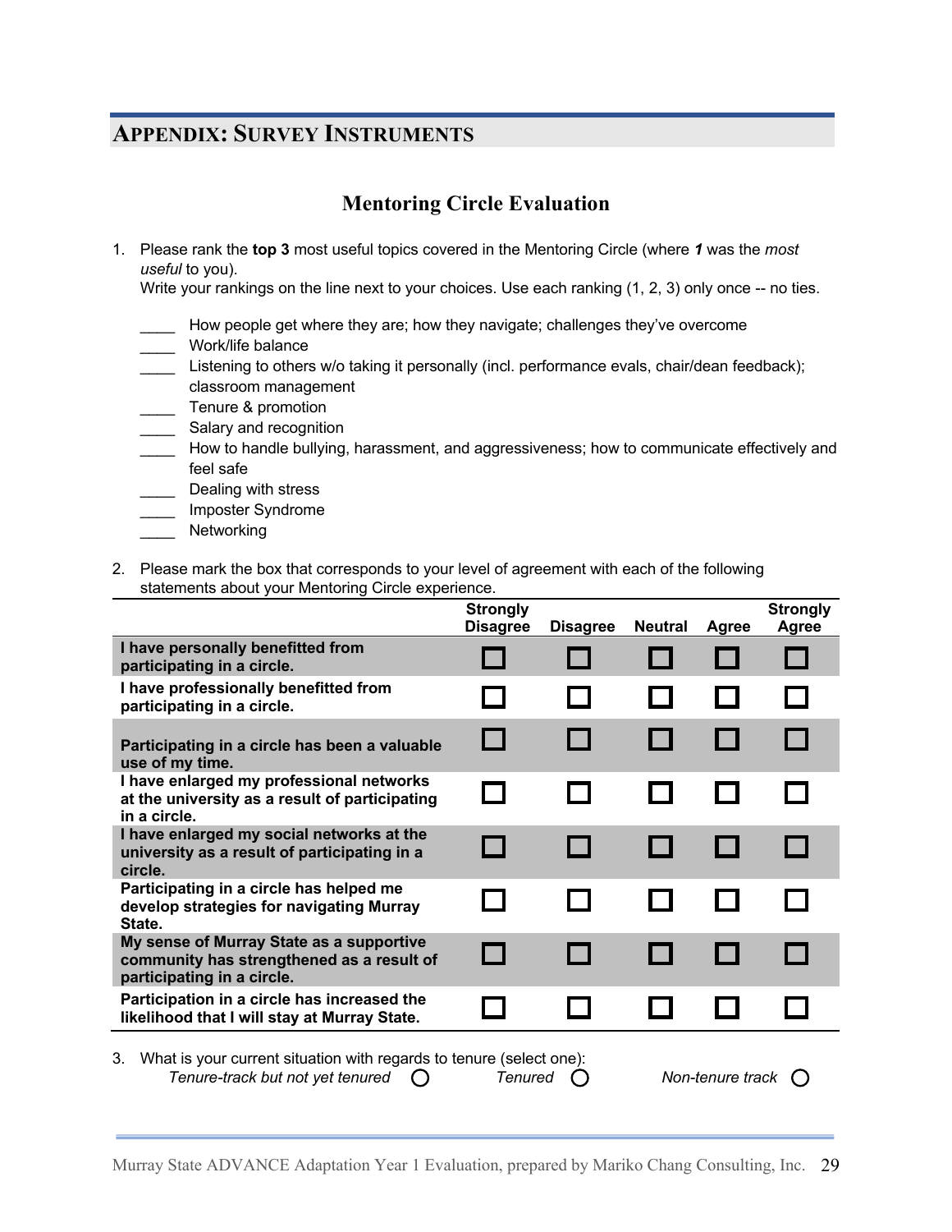# APPENDIX: SURVEY INSTRUMENTS

## Mentoring Circle Evaluation

1. Please rank the **top 3** most useful topics covered in the Mentoring Circle (where ***1*** was the *most useful* to you).
   Write your rankings on the line next to your choices. Use each ranking (1, 2, 3) only once -- no ties.

   ____ How people get where they are; how they navigate; challenges they've overcome
   ____ Work/life balance
   ____ Listening to others w/o taking it personally (incl. performance evals, chair/dean feedback); classroom management
   ____ Tenure & promotion
   ____ Salary and recognition
   ____ How to handle bullying, harassment, and aggressiveness; how to communicate effectively and feel safe
   ____ Dealing with stress
   ____ Imposter Syndrome
   ____ Networking

2. Please mark the box that corresponds to your level of agreement with each of the following statements about your Mentoring Circle experience.

| | Strongly Disagree | Disagree | Neutral | Agree | Strongly Agree |
|---|---|---|---|---|---|
| **I have personally benefitted from participating in a circle.** | ☐ | ☐ | ☐ | ☐ | ☐ |
| **I have professionally benefitted from participating in a circle.** | ☐ | ☐ | ☐ | ☐ | ☐ |
| **Participating in a circle has been a valuable use of my time.** | ☐ | ☐ | ☐ | ☐ | ☐ |
| **I have enlarged my professional networks at the university as a result of participating in a circle.** | ☐ | ☐ | ☐ | ☐ | ☐ |
| **I have enlarged my social networks at the university as a result of participating in a circle.** | ☐ | ☐ | ☐ | ☐ | ☐ |
| **Participating in a circle has helped me develop strategies for navigating Murray State.** | ☐ | ☐ | ☐ | ☐ | ☐ |
| **My sense of Murray State as a supportive community has strengthened as a result of participating in a circle.** | ☐ | ☐ | ☐ | ☐ | ☐ |
| **Participation in a circle has increased the likelihood that I will stay at Murray State.** | ☐ | ☐ | ☐ | ☐ | ☐ |

3. What is your current situation with regards to tenure (select one):
   *Tenure-track but not yet tenured* ○ *Tenured* ○ *Non-tenure track* ○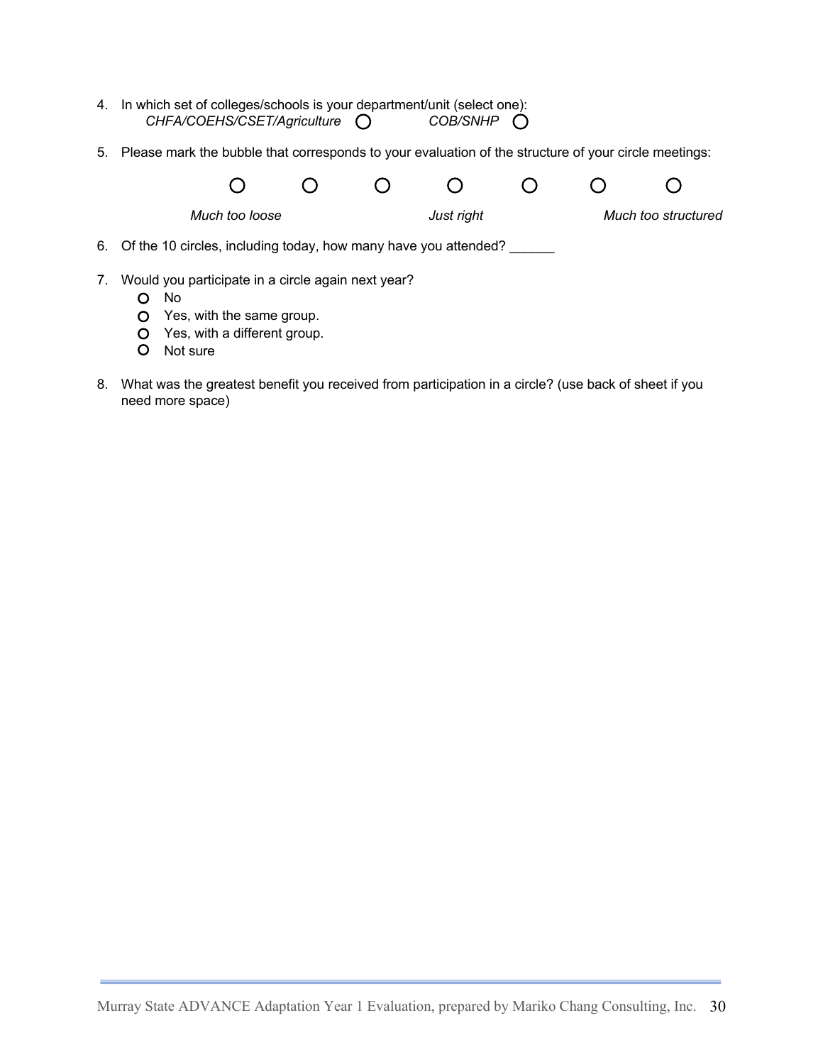4. In which set of colleges/schools is your department/unit (select one):
   *CHFA/COEHS/CSET/Agriculture* ○ *COB/SNHP* ○

5. Please mark the bubble that corresponds to your evaluation of the structure of your circle meetings:

| ○ | ○ | ○ | ○ | ○ | ○ | ○ |
|---|---|---|---|---|---|---|
| *Much too loose* | | | *Just right* | | | *Much too structured* |

6. Of the 10 circles, including today, how many have you attended? ______

7. Would you participate in a circle again next year?
   - ○ No
   - ○ Yes, with the same group.
   - ○ Yes, with a different group.
   - ○ Not sure

8. What was the greatest benefit you received from participation in a circle? (use back of sheet if you need more space)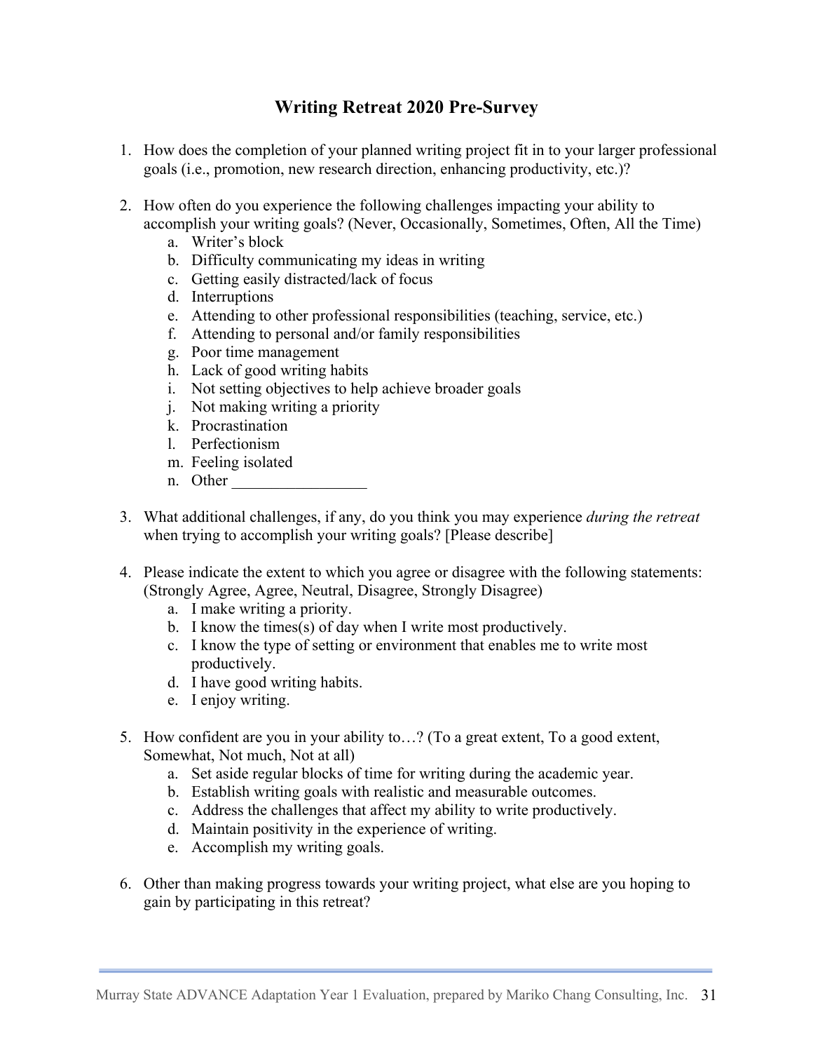## Writing Retreat 2020 Pre-Survey

1. How does the completion of your planned writing project fit in to your larger professional goals (i.e., promotion, new research direction, enhancing productivity, etc.)?

2. How often do you experience the following challenges impacting your ability to accomplish your writing goals? (Never, Occasionally, Sometimes, Often, All the Time)
   a. Writer's block
   b. Difficulty communicating my ideas in writing
   c. Getting easily distracted/lack of focus
   d. Interruptions
   e. Attending to other professional responsibilities (teaching, service, etc.)
   f. Attending to personal and/or family responsibilities
   g. Poor time management
   h. Lack of good writing habits
   i. Not setting objectives to help achieve broader goals
   j. Not making writing a priority
   k. Procrastination
   l. Perfectionism
   m. Feeling isolated
   n. Other _________________

3. What additional challenges, if any, do you think you may experience *during the retreat* when trying to accomplish your writing goals? [Please describe]

4. Please indicate the extent to which you agree or disagree with the following statements: (Strongly Agree, Agree, Neutral, Disagree, Strongly Disagree)
   a. I make writing a priority.
   b. I know the times(s) of day when I write most productively.
   c. I know the type of setting or environment that enables me to write most productively.
   d. I have good writing habits.
   e. I enjoy writing.

5. How confident are you in your ability to…? (To a great extent, To a good extent, Somewhat, Not much, Not at all)
   a. Set aside regular blocks of time for writing during the academic year.
   b. Establish writing goals with realistic and measurable outcomes.
   c. Address the challenges that affect my ability to write productively.
   d. Maintain positivity in the experience of writing.
   e. Accomplish my writing goals.

6. Other than making progress towards your writing project, what else are you hoping to gain by participating in this retreat?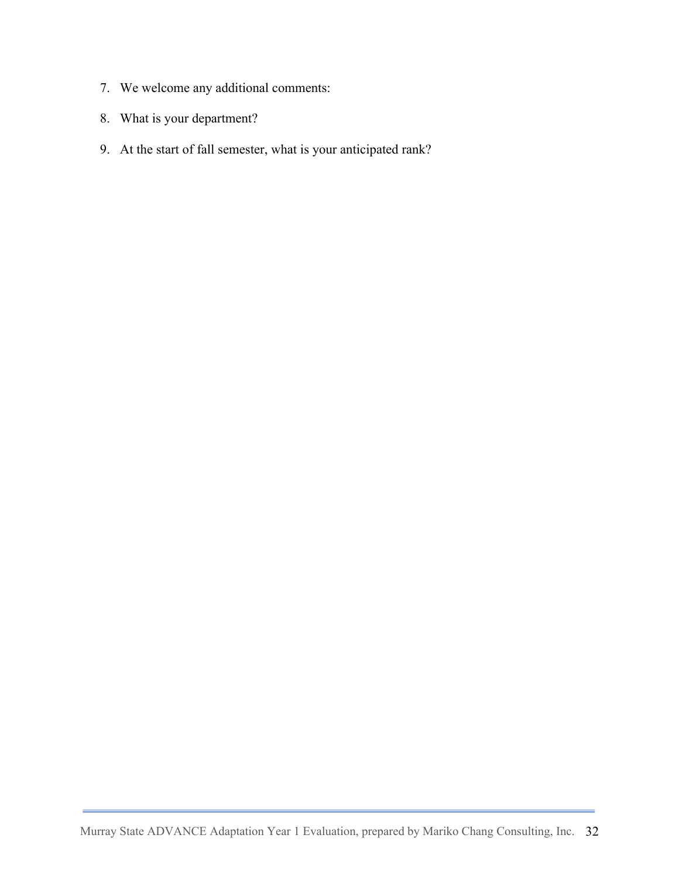7. We welcome any additional comments:
8. What is your department?
9. At the start of fall semester, what is your anticipated rank?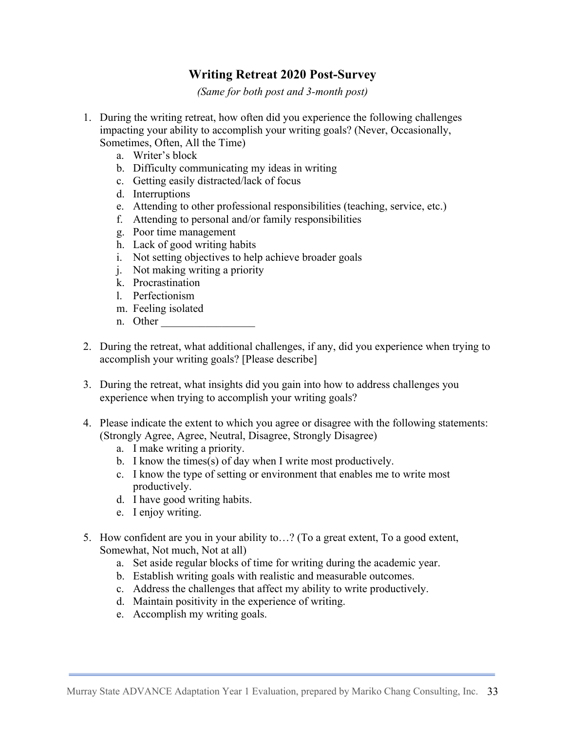## Writing Retreat 2020 Post-Survey

*(Same for both post and 3-month post)*

1. During the writing retreat, how often did you experience the following challenges impacting your ability to accomplish your writing goals? (Never, Occasionally, Sometimes, Often, All the Time)
   a. Writer's block
   b. Difficulty communicating my ideas in writing
   c. Getting easily distracted/lack of focus
   d. Interruptions
   e. Attending to other professional responsibilities (teaching, service, etc.)
   f. Attending to personal and/or family responsibilities
   g. Poor time management
   h. Lack of good writing habits
   i. Not setting objectives to help achieve broader goals
   j. Not making writing a priority
   k. Procrastination
   l. Perfectionism
   m. Feeling isolated
   n. Other _________________

2. During the retreat, what additional challenges, if any, did you experience when trying to accomplish your writing goals? [Please describe]

3. During the retreat, what insights did you gain into how to address challenges you experience when trying to accomplish your writing goals?

4. Please indicate the extent to which you agree or disagree with the following statements: (Strongly Agree, Agree, Neutral, Disagree, Strongly Disagree)
   a. I make writing a priority.
   b. I know the times(s) of day when I write most productively.
   c. I know the type of setting or environment that enables me to write most productively.
   d. I have good writing habits.
   e. I enjoy writing.

5. How confident are you in your ability to…? (To a great extent, To a good extent, Somewhat, Not much, Not at all)
   a. Set aside regular blocks of time for writing during the academic year.
   b. Establish writing goals with realistic and measurable outcomes.
   c. Address the challenges that affect my ability to write productively.
   d. Maintain positivity in the experience of writing.
   e. Accomplish my writing goals.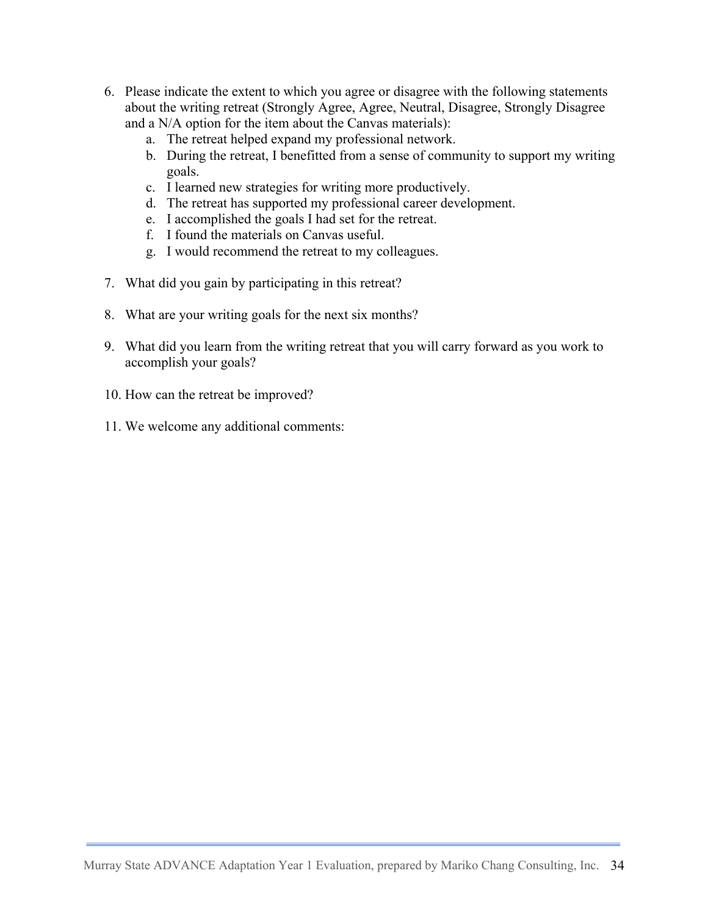6. Please indicate the extent to which you agree or disagree with the following statements about the writing retreat (Strongly Agree, Agree, Neutral, Disagree, Strongly Disagree and a N/A option for the item about the Canvas materials):
    a. The retreat helped expand my professional network.
    b. During the retreat, I benefitted from a sense of community to support my writing goals.
    c. I learned new strategies for writing more productively.
    d. The retreat has supported my professional career development.
    e. I accomplished the goals I had set for the retreat.
    f. I found the materials on Canvas useful.
    g. I would recommend the retreat to my colleagues.

7. What did you gain by participating in this retreat?

8. What are your writing goals for the next six months?

9. What did you learn from the writing retreat that you will carry forward as you work to accomplish your goals?

10. How can the retreat be improved?

11. We welcome any additional comments: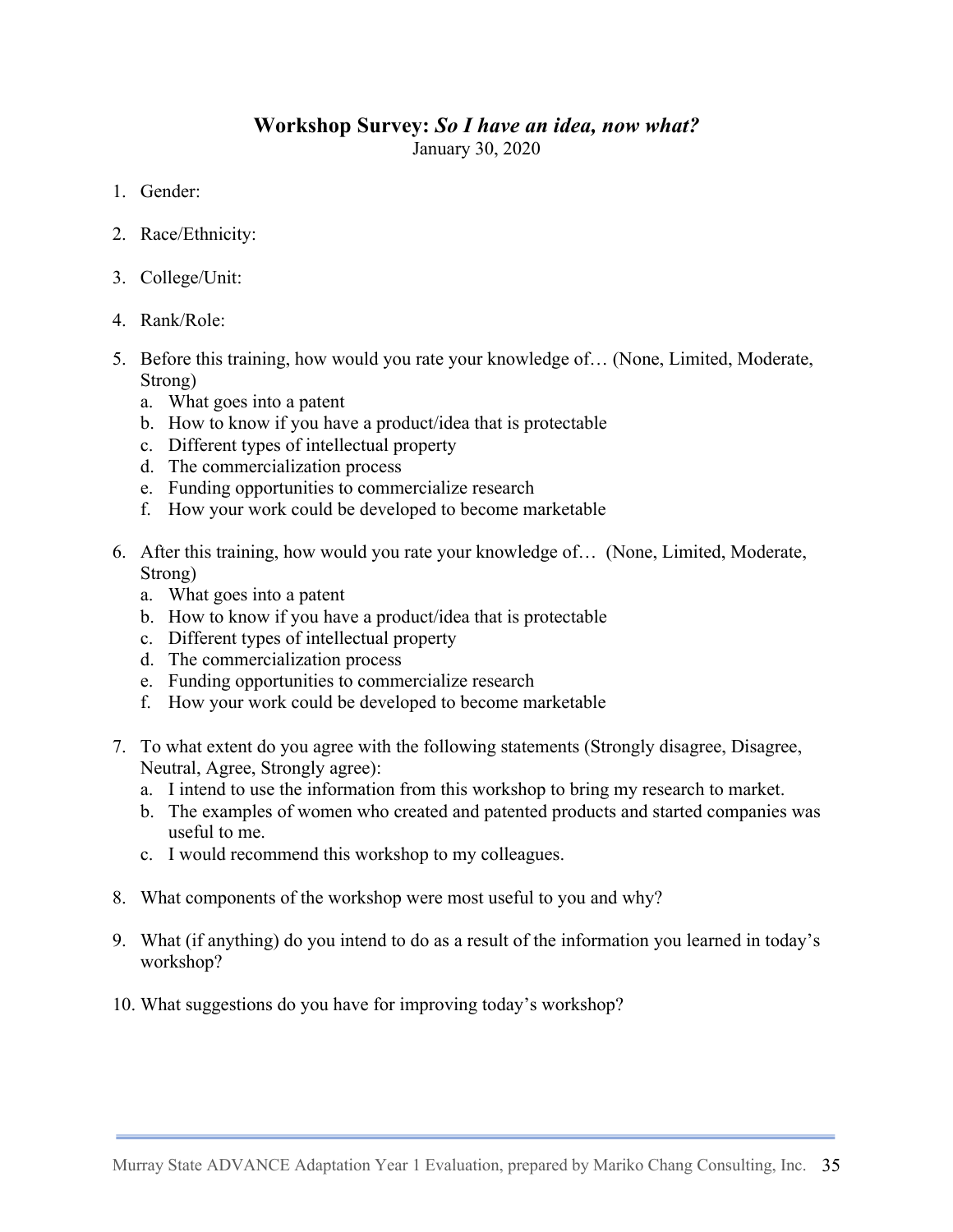# **Workshop Survey:** *So I have an idea, now what?*

January 30, 2020

1. Gender:
2. Race/Ethnicity:
3. College/Unit:
4. Rank/Role:
5. Before this training, how would you rate your knowledge of… (None, Limited, Moderate, Strong)
   a. What goes into a patent
   b. How to know if you have a product/idea that is protectable
   c. Different types of intellectual property
   d. The commercialization process
   e. Funding opportunities to commercialize research
   f. How your work could be developed to become marketable
6. After this training, how would you rate your knowledge of… (None, Limited, Moderate, Strong)
   a. What goes into a patent
   b. How to know if you have a product/idea that is protectable
   c. Different types of intellectual property
   d. The commercialization process
   e. Funding opportunities to commercialize research
   f. How your work could be developed to become marketable
7. To what extent do you agree with the following statements (Strongly disagree, Disagree, Neutral, Agree, Strongly agree):
   a. I intend to use the information from this workshop to bring my research to market.
   b. The examples of women who created and patented products and started companies was useful to me.
   c. I would recommend this workshop to my colleagues.
8. What components of the workshop were most useful to you and why?
9. What (if anything) do you intend to do as a result of the information you learned in today's workshop?
10. What suggestions do you have for improving today's workshop?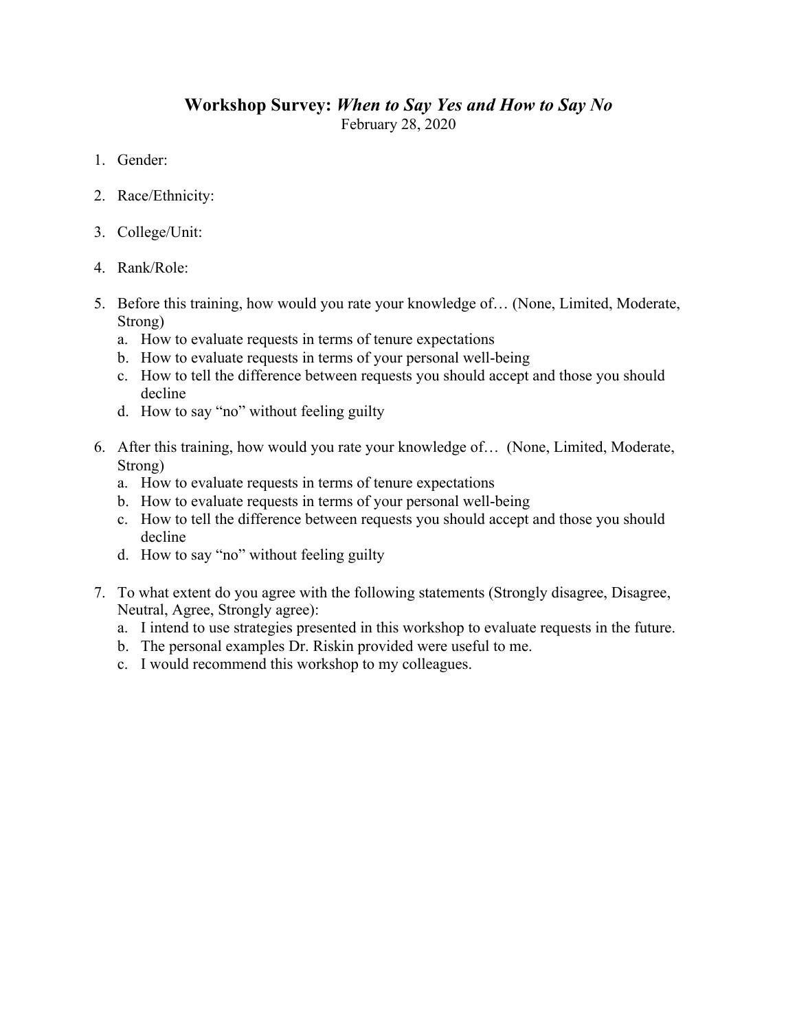# **Workshop Survey:** *When to Say Yes and How to Say No*

February 28, 2020

1. Gender:

2. Race/Ethnicity:

3. College/Unit:

4. Rank/Role:

5. Before this training, how would you rate your knowledge of… (None, Limited, Moderate, Strong)
   a. How to evaluate requests in terms of tenure expectations
   b. How to evaluate requests in terms of your personal well-being
   c. How to tell the difference between requests you should accept and those you should decline
   d. How to say "no" without feeling guilty

6. After this training, how would you rate your knowledge of… (None, Limited, Moderate, Strong)
   a. How to evaluate requests in terms of tenure expectations
   b. How to evaluate requests in terms of your personal well-being
   c. How to tell the difference between requests you should accept and those you should decline
   d. How to say "no" without feeling guilty

7. To what extent do you agree with the following statements (Strongly disagree, Disagree, Neutral, Agree, Strongly agree):
   a. I intend to use strategies presented in this workshop to evaluate requests in the future.
   b. The personal examples Dr. Riskin provided were useful to me.
   c. I would recommend this workshop to my colleagues.